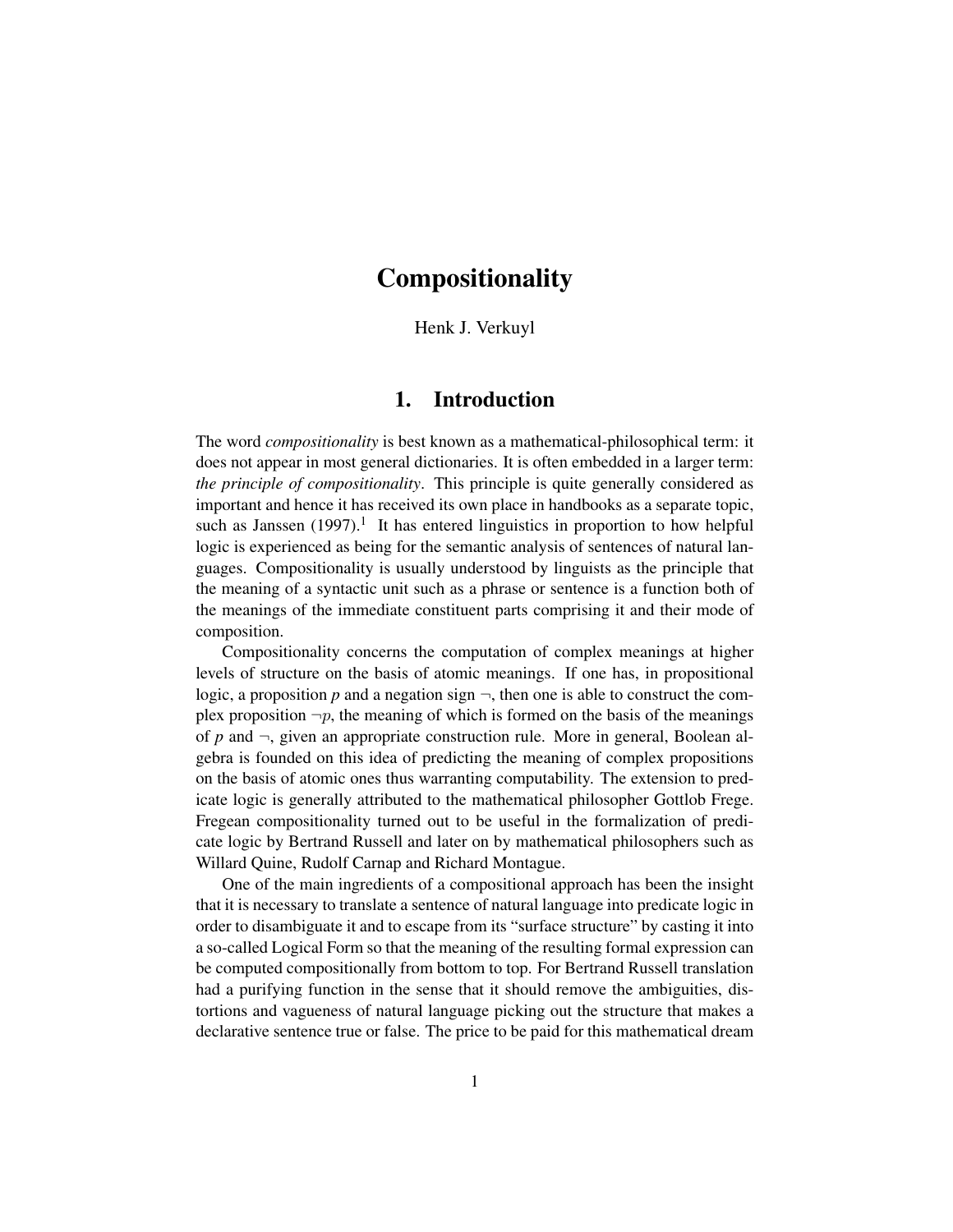# Compositionality

Henk J. Verkuyl

## 1. Introduction

The word *compositionality* is best known as a mathematical-philosophical term: it does not appear in most general dictionaries. It is often embedded in a larger term: *the principle of compositionality*. This principle is quite generally considered as important and hence it has received its own place in handbooks as a separate topic, such as Janssen (1997).[1] It has entered linguistics in proportion to how helpful logic is experienced as being for the semantic analysis of sentences of natural languages. Compositionality is usually understood by linguists as the principle that the meaning of a syntactic unit such as a phrase or sentence is a function both of the meanings of the immediate constituent parts comprising it and their mode of composition.

Compositionality concerns the computation of complex meanings at higher levels of structure on the basis of atomic meanings. If one has, in propositional logic, a proposition $p$ and a negation sign $\neg$, then one is able to construct the complex proposition $\neg p$, the meaning of which is formed on the basis of the meanings of $p$ and $\neg$, given an appropriate construction rule. More in general, Boolean algebra is founded on this idea of predicting the meaning of complex propositions on the basis of atomic ones thus warranting computability. The extension to predicate logic is generally attributed to the mathematical philosopher Gottlob Frege. Fregean compositionality turned out to be useful in the formalization of predicate logic by Bertrand Russell and later on by mathematical philosophers such as Willard Quine, Rudolf Carnap and Richard Montague.

One of the main ingredients of a compositional approach has been the insight that it is necessary to translate a sentence of natural language into predicate logic in order to disambiguate it and to escape from its "surface structure" by casting it into a so-called Logical Form so that the meaning of the resulting formal expression can be computed compositionally from bottom to top. For Bertrand Russell translation had a purifying function in the sense that it should remove the ambiguities, distortions and vagueness of natural language picking out the structure that makes a declarative sentence true or false. The price to be paid for this mathematical dream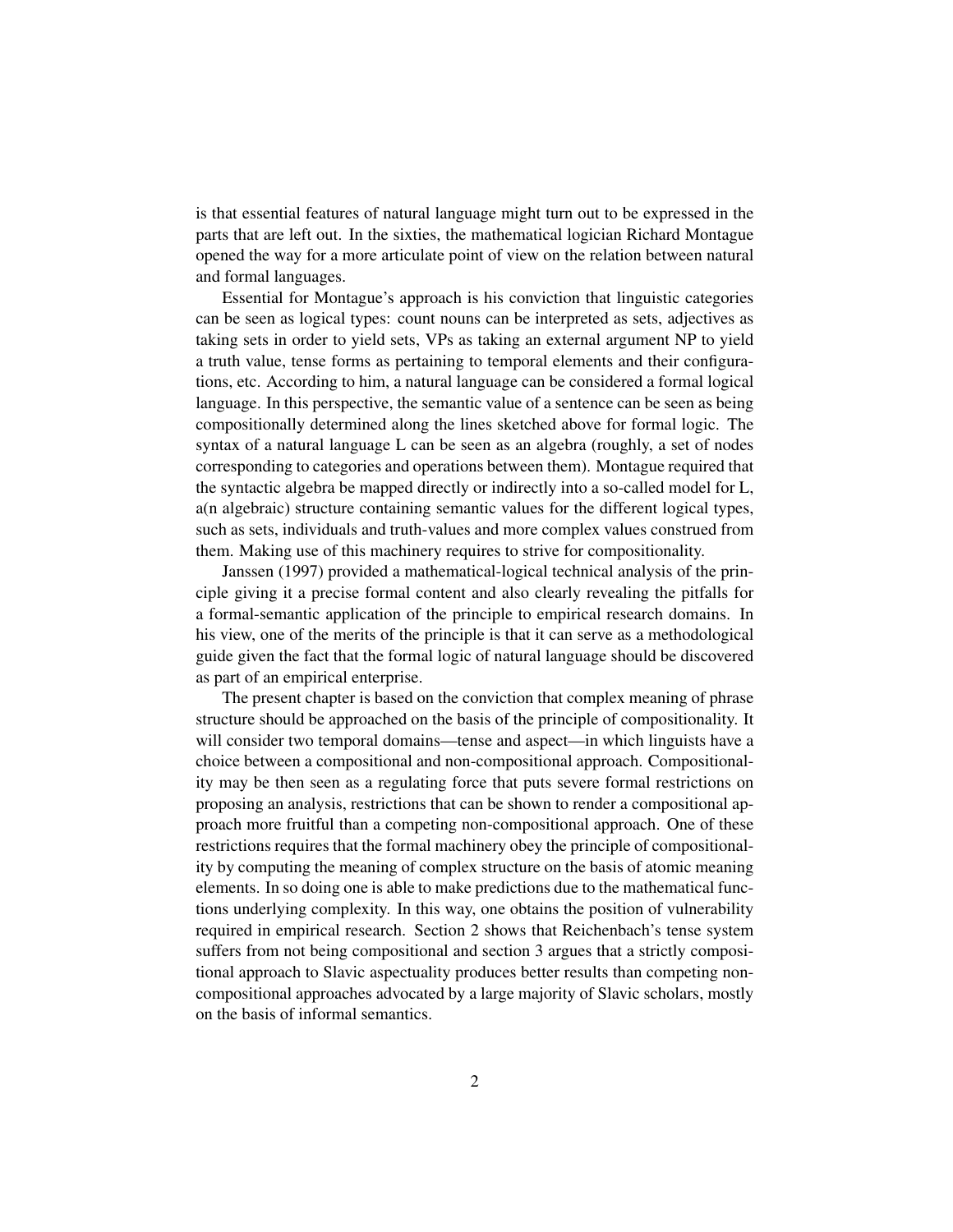is that essential features of natural language might turn out to be expressed in the parts that are left out. In the sixties, the mathematical logician Richard Montague opened the way for a more articulate point of view on the relation between natural and formal languages.

Essential for Montague's approach is his conviction that linguistic categories can be seen as logical types: count nouns can be interpreted as sets, adjectives as taking sets in order to yield sets, VPs as taking an external argument NP to yield a truth value, tense forms as pertaining to temporal elements and their configurations, etc. According to him, a natural language can be considered a formal logical language. In this perspective, the semantic value of a sentence can be seen as being compositionally determined along the lines sketched above for formal logic. The syntax of a natural language L can be seen as an algebra (roughly, a set of nodes corresponding to categories and operations between them). Montague required that the syntactic algebra be mapped directly or indirectly into a so-called model for L, a(n algebraic) structure containing semantic values for the different logical types, such as sets, individuals and truth-values and more complex values construed from them. Making use of this machinery requires to strive for compositionality.

Janssen (1997) provided a mathematical-logical technical analysis of the principle giving it a precise formal content and also clearly revealing the pitfalls for a formal-semantic application of the principle to empirical research domains. In his view, one of the merits of the principle is that it can serve as a methodological guide given the fact that the formal logic of natural language should be discovered as part of an empirical enterprise.

The present chapter is based on the conviction that complex meaning of phrase structure should be approached on the basis of the principle of compositionality. It will consider two temporal domains—tense and aspect—in which linguists have a choice between a compositional and non-compositional approach. Compositionality may be then seen as a regulating force that puts severe formal restrictions on proposing an analysis, restrictions that can be shown to render a compositional approach more fruitful than a competing non-compositional approach. One of these restrictions requires that the formal machinery obey the principle of compositionality by computing the meaning of complex structure on the basis of atomic meaning elements. In so doing one is able to make predictions due to the mathematical functions underlying complexity. In this way, one obtains the position of vulnerability required in empirical research. Section 2 shows that Reichenbach's tense system suffers from not being compositional and section 3 argues that a strictly compositional approach to Slavic aspectuality produces better results than competing non-compositional approaches advocated by a large majority of Slavic scholars, mostly on the basis of informal semantics.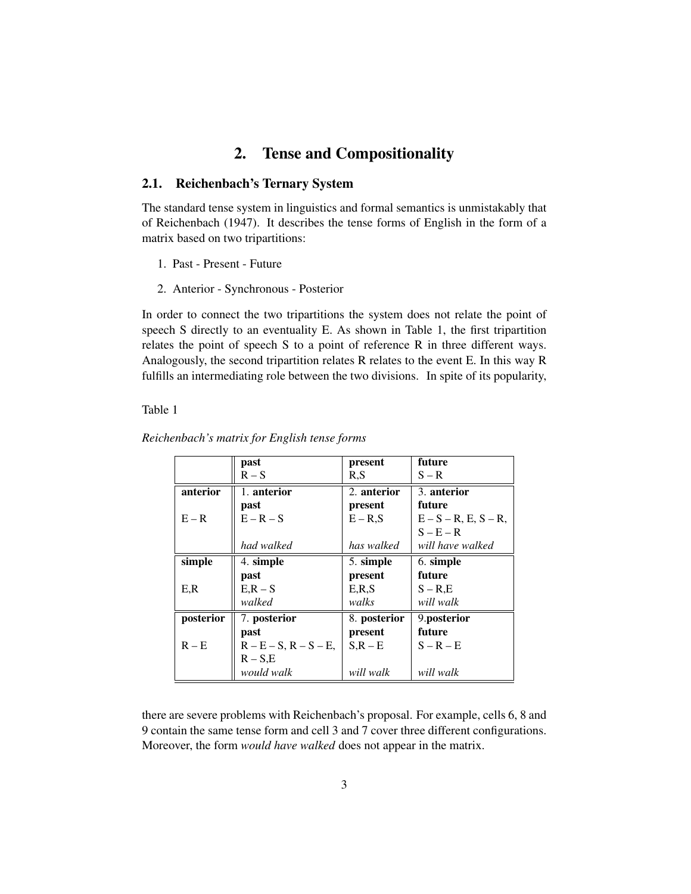# 2. Tense and Compositionality

## 2.1. Reichenbach's Ternary System

The standard tense system in linguistics and formal semantics is unmistakably that of Reichenbach (1947). It describes the tense forms of English in the form of a matrix based on two tripartitions:

1. Past - Present - Future
2. Anterior - Synchronous - Posterior

In order to connect the two tripartitions the system does not relate the point of speech S directly to an eventuality E. As shown in Table 1, the first tripartition relates the point of speech S to a point of reference R in three different ways. Analogously, the second tripartition relates R relates to the event E. In this way R fulfills an intermediating role between the two divisions. In spite of its popularity, there are severe problems with Reichenbach's proposal. For example, cells 6, 8 and 9 contain the same tense form and cell 3 and 7 cover three different configurations. Moreover, the form *would have walked* does not appear in the matrix.

Table 1

*Reichenbach's matrix for English tense forms*

| | **past** R – S | **present** R,S | **future** S – R |
|---|---|---|---|
| **anterior** E – R | 1. **anterior past** E – R – S *had walked* | 2. **anterior present** E – R,S *has walked* | 3. **anterior future** E – S – R, E, S – R, S – E – R *will have walked* |
| **simple** E,R | 4. **simple past** E,R – S *walked* | 5. **simple present** E,R,S *walks* | 6. **simple future** S – R,E *will walk* |
| **posterior** R – E | 7. **posterior past** R – E – S, R – S – E, R – S,E *would walk* | 8. **posterior present** S,R – E *will walk* | 9. **posterior future** S – R – E *will walk* |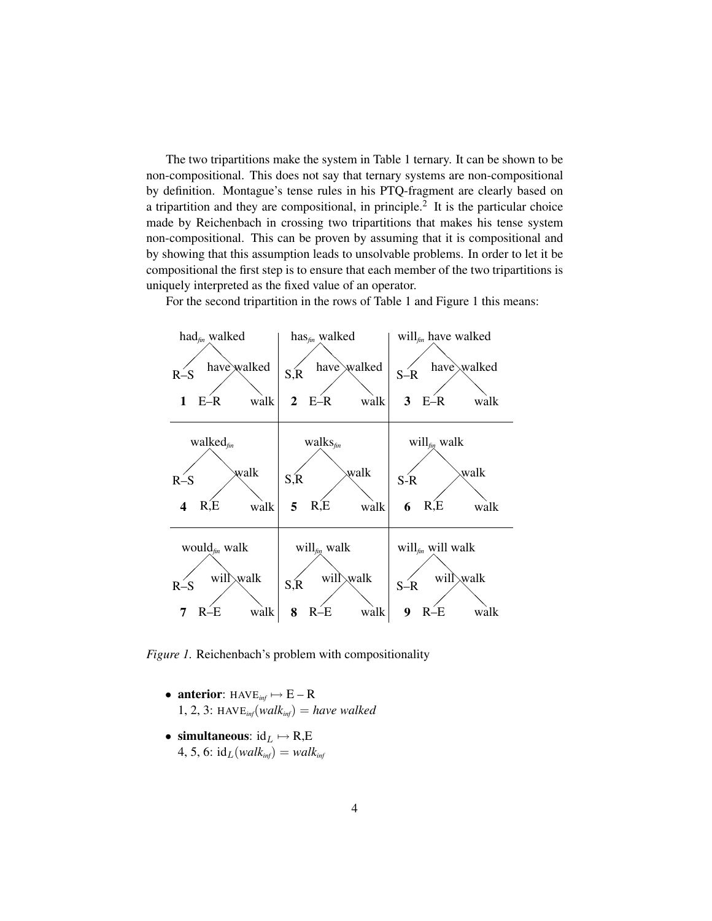The two tripartitions make the system in Table 1 ternary. It can be shown to be non-compositional. This does not say that ternary systems are non-compositional by definition. Montague's tense rules in his PTQ-fragment are clearly based on a tripartition and they are compositional, in principle.[2] It is the particular choice made by Reichenbach in crossing two tripartitions that makes his tense system non-compositional. This can be proven by assuming that it is compositional and by showing that this assumption leads to unsolvable problems. In order to let it be compositional the first step is to ensure that each member of the two tripartitions is uniquely interpreted as the fixed value of an operator.

For the second tripartition in the rows of Table 1 and Figure 1 this means:

| $had_{fin}$ walked | $has_{fin}$ walked | $will_{fin}$ have walked |
|---|---|---|
| R–S / have walked | S,R / have walked | S–R / have walked |
| **1** E–R / walk | **2** E–R / walk | **3** E–R / walk |
| $walked_{fin}$ | $walks_{fin}$ | $will_{fin}$ walk |
| R–S / walk | S,R / walk | S-R / walk |
| **4** R,E / walk | **5** R,E / walk | **6** R,E / walk |
| $would_{fin}$ walk | $will_{fin}$ walk | $will_{fin}$ will walk |
| R–S / will walk | S,R / will walk | S–R / will walk |
| **7** R–E / walk | **8** R–E / walk | **9** R–E / walk |

*Figure 1.* Reichenbach's problem with compositionality

- **anterior**: $\text{HAVE}_{inf} \mapsto \text{E} - \text{R}$
  1, 2, 3: $\text{HAVE}_{inf}(walk_{inf}) = $ *have walked*
- **simultaneous**: $\text{id}_L \mapsto \text{R,E}$
  4, 5, 6: $\text{id}_L(walk_{inf}) = walk_{inf}$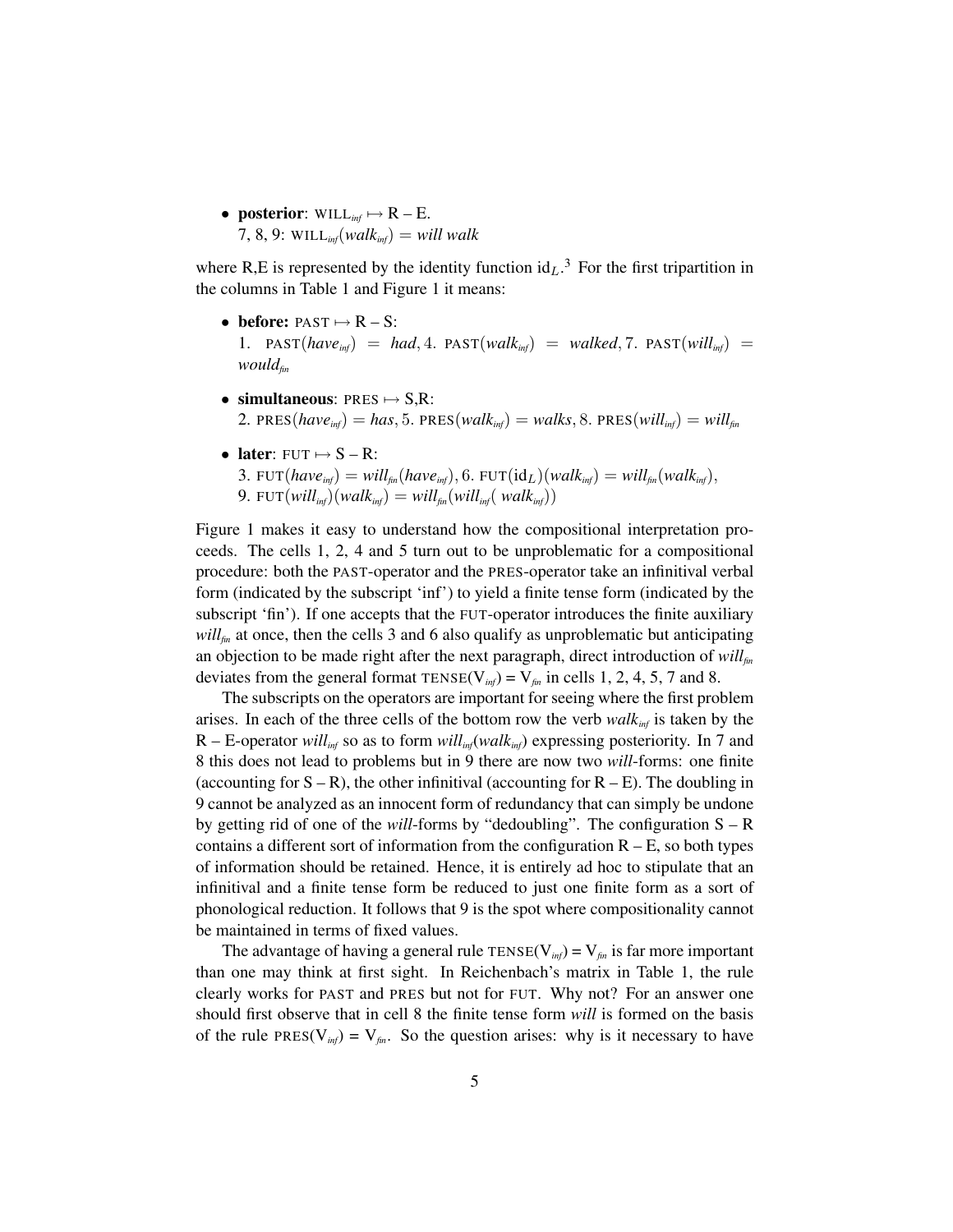- **posterior**: $\text{WILL}_{inf} \mapsto \text{R} - \text{E}$.
  7, 8, 9: $\text{WILL}_{inf}(walk_{inf}) = will\ walk$

where R,E is represented by the identity function $\text{id}_L$.[3] For the first tripartition in the columns in Table 1 and Figure 1 it means:

- **before:** $\text{PAST} \mapsto \text{R} - \text{S}$:
  1. $\text{PAST}(have_{inf}) = had$, 4. $\text{PAST}(walk_{inf}) = walked$, 7. $\text{PAST}(will_{inf}) = would_{fin}$

- **simultaneous**: $\text{PRES} \mapsto \text{S,R}$:
  2. $\text{PRES}(have_{inf}) = has$, 5. $\text{PRES}(walk_{inf}) = walks$, 8. $\text{PRES}(will_{inf}) = will_{fin}$

- **later**: $\text{FUT} \mapsto \text{S} - \text{R}$:
  3. $\text{FUT}(have_{inf}) = will_{fin}(have_{inf})$, 6. $\text{FUT}(\text{id}_L)(walk_{inf}) = will_{fin}(walk_{inf})$,
  9. $\text{FUT}(will_{inf})(walk_{inf}) = will_{fin}(will_{inf}(\ walk_{inf}))$

Figure 1 makes it easy to understand how the compositional interpretation proceeds. The cells 1, 2, 4 and 5 turn out to be unproblematic for a compositional procedure: both the PAST-operator and the PRES-operator take an infinitival verbal form (indicated by the subscript 'inf') to yield a finite tense form (indicated by the subscript 'fin'). If one accepts that the FUT-operator introduces the finite auxiliary $will_{fin}$ at once, then the cells 3 and 6 also qualify as unproblematic but anticipating an objection to be made right after the next paragraph, direct introduction of $will_{fin}$ deviates from the general format $\text{TENSE}(\text{V}_{inf}) = \text{V}_{fin}$ in cells 1, 2, 4, 5, 7 and 8.

The subscripts on the operators are important for seeing where the first problem arises. In each of the three cells of the bottom row the verb $walk_{inf}$ is taken by the R – E-operator $will_{inf}$ so as to form $will_{inf}(walk_{inf})$ expressing posteriority. In 7 and 8 this does not lead to problems but in 9 there are now two *will*-forms: one finite (accounting for S – R), the other infinitival (accounting for R – E). The doubling in 9 cannot be analyzed as an innocent form of redundancy that can simply be undone by getting rid of one of the *will*-forms by "dedoubling". The configuration S – R contains a different sort of information from the configuration R – E, so both types of information should be retained. Hence, it is entirely ad hoc to stipulate that an infinitival and a finite tense form be reduced to just one finite form as a sort of phonological reduction. It follows that 9 is the spot where compositionality cannot be maintained in terms of fixed values.

The advantage of having a general rule $\text{TENSE}(\text{V}_{inf}) = \text{V}_{fin}$ is far more important than one may think at first sight. In Reichenbach's matrix in Table 1, the rule clearly works for PAST and PRES but not for FUT. Why not? For an answer one should first observe that in cell 8 the finite tense form *will* is formed on the basis of the rule $\text{PRES}(\text{V}_{inf}) = \text{V}_{fin}$. So the question arises: why is it necessary to have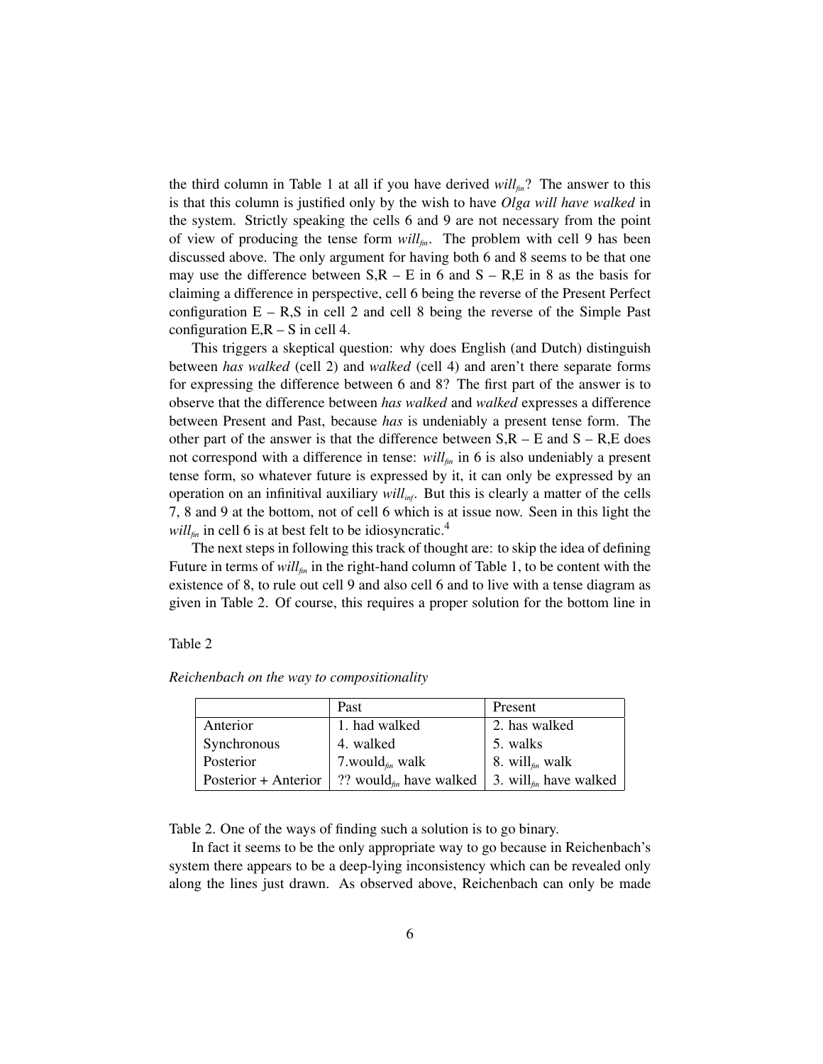the third column in Table 1 at all if you have derived *will*$_{fin}$? The answer to this is that this column is justified only by the wish to have *Olga will have walked* in the system. Strictly speaking the cells 6 and 9 are not necessary from the point of view of producing the tense form *will*$_{fin}$. The problem with cell 9 has been discussed above. The only argument for having both 6 and 8 seems to be that one may use the difference between S,R – E in 6 and S – R,E in 8 as the basis for claiming a difference in perspective, cell 6 being the reverse of the Present Perfect configuration E – R,S in cell 2 and cell 8 being the reverse of the Simple Past configuration E,R – S in cell 4.

This triggers a skeptical question: why does English (and Dutch) distinguish between *has walked* (cell 2) and *walked* (cell 4) and aren't there separate forms for expressing the difference between 6 and 8? The first part of the answer is to observe that the difference between *has walked* and *walked* expresses a difference between Present and Past, because *has* is undeniably a present tense form. The other part of the answer is that the difference between S,R – E and S – R,E does not correspond with a difference in tense: *will*$_{fin}$ in 6 is also undeniably a present tense form, so whatever future is expressed by it, it can only be expressed by an operation on an infinitival auxiliary *will*$_{inf}$. But this is clearly a matter of the cells 7, 8 and 9 at the bottom, not of cell 6 which is at issue now. Seen in this light the *will*$_{fin}$ in cell 6 is at best felt to be idiosyncratic.[4]

The next steps in following this track of thought are: to skip the idea of defining Future in terms of *will*$_{fin}$ in the right-hand column of Table 1, to be content with the existence of 8, to rule out cell 9 and also cell 6 and to live with a tense diagram as given in Table 2. Of course, this requires a proper solution for the bottom line in

Table 2

*Reichenbach on the way to compositionality*

| | Past | Present |
|---|---|---|
| Anterior | 1. had walked | 2. has walked |
| Synchronous | 4. walked | 5. walks |
| Posterior | 7.would$_{fin}$ walk | 8. will$_{fin}$ walk |
| Posterior + Anterior | ?? would$_{fin}$ have walked | 3. will$_{fin}$ have walked |

Table 2. One of the ways of finding such a solution is to go binary.

In fact it seems to be the only appropriate way to go because in Reichenbach's system there appears to be a deep-lying inconsistency which can be revealed only along the lines just drawn. As observed above, Reichenbach can only be made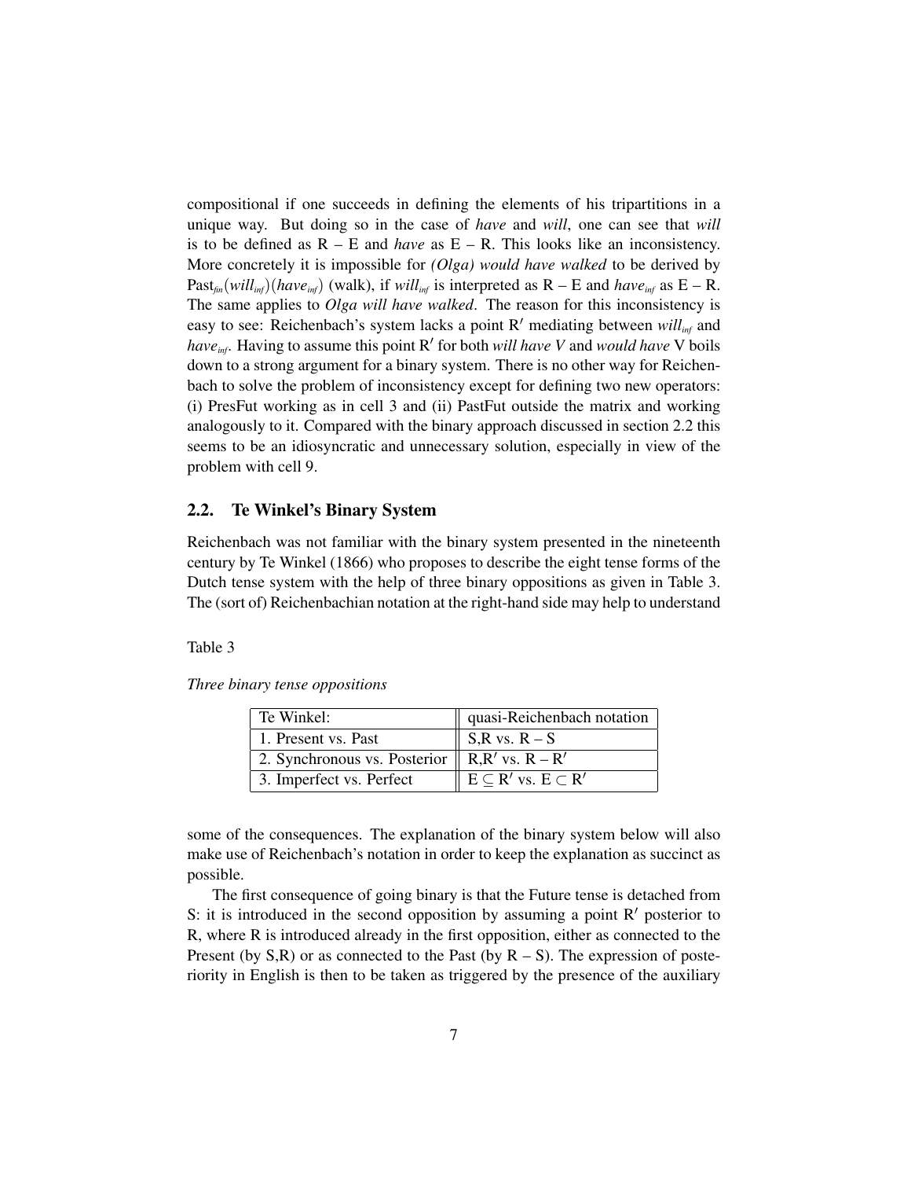compositional if one succeeds in defining the elements of his tripartitions in a unique way. But doing so in the case of *have* and *will*, one can see that *will* is to be defined as R – E and *have* as E – R. This looks like an inconsistency. More concretely it is impossible for *(Olga) would have walked* to be derived by $\text{Past}_{fin}(\textit{will}_{inf})(\textit{have}_{inf})$ (walk), if $\textit{will}_{inf}$ is interpreted as R – E and $\textit{have}_{inf}$ as E – R. The same applies to *Olga will have walked*. The reason for this inconsistency is easy to see: Reichenbach's system lacks a point R′ mediating between $\textit{will}_{inf}$ and $\textit{have}_{inf}$. Having to assume this point R′ for both *will have V* and *would have* V boils down to a strong argument for a binary system. There is no other way for Reichenbach to solve the problem of inconsistency except for defining two new operators: (i) PresFut working as in cell 3 and (ii) PastFut outside the matrix and working analogously to it. Compared with the binary approach discussed in section 2.2 this seems to be an idiosyncratic and unnecessary solution, especially in view of the problem with cell 9.

## 2.2. Te Winkel's Binary System

Reichenbach was not familiar with the binary system presented in the nineteenth century by Te Winkel (1866) who proposes to describe the eight tense forms of the Dutch tense system with the help of three binary oppositions as given in Table 3. The (sort of) Reichenbachian notation at the right-hand side may help to understand

Table 3

*Three binary tense oppositions*

| Te Winkel: | quasi-Reichenbach notation |
|---|---|
| 1. Present vs. Past | S,R vs. R – S |
| 2. Synchronous vs. Posterior | R,R′ vs. R – R′ |
| 3. Imperfect vs. Perfect | $E \subseteq R'$ vs. $E \subset R'$ |

some of the consequences. The explanation of the binary system below will also make use of Reichenbach's notation in order to keep the explanation as succinct as possible.

The first consequence of going binary is that the Future tense is detached from S: it is introduced in the second opposition by assuming a point R′ posterior to R, where R is introduced already in the first opposition, either as connected to the Present (by S,R) or as connected to the Past (by R – S). The expression of posteriority in English is then to be taken as triggered by the presence of the auxiliary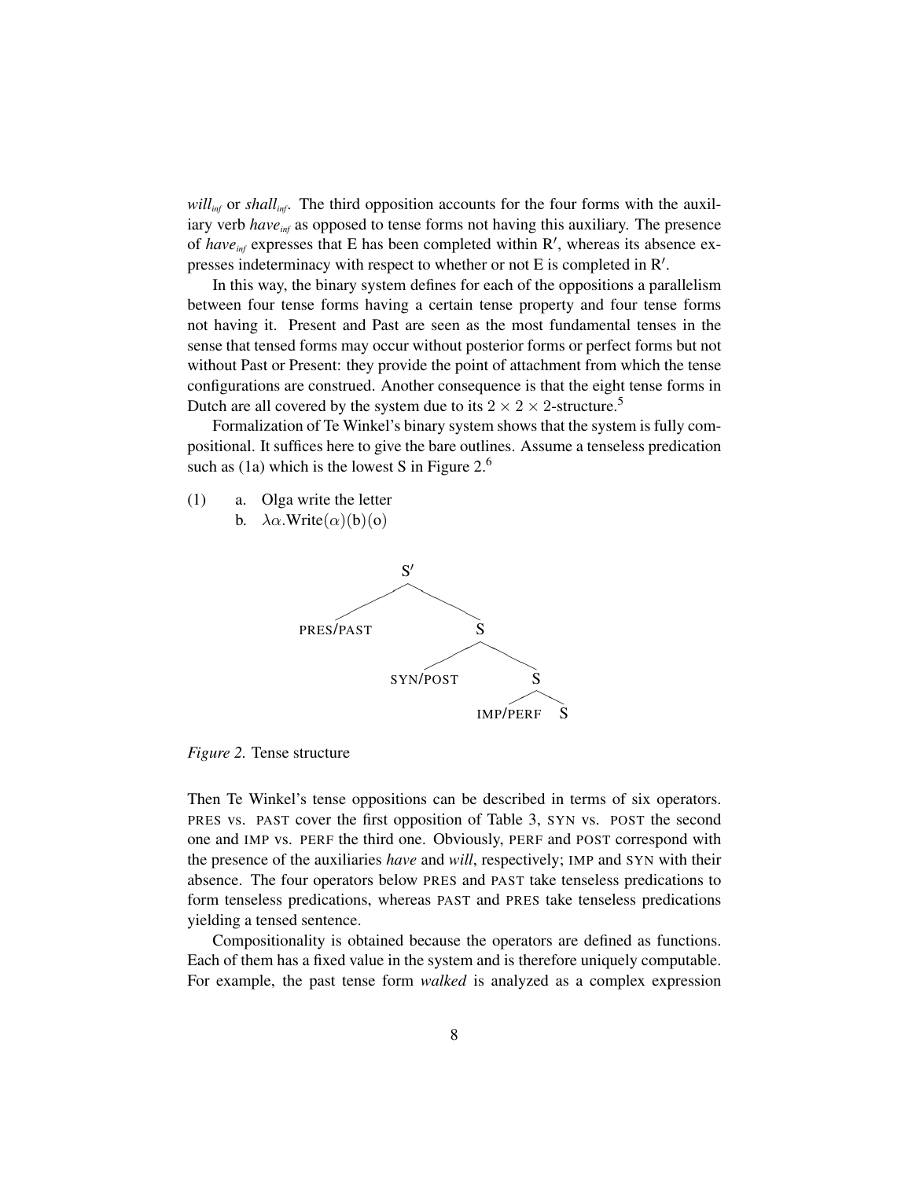*will*$_{inf}$ or *shall*$_{inf}$. The third opposition accounts for the four forms with the auxiliary verb *have*$_{inf}$ as opposed to tense forms not having this auxiliary. The presence of *have*$_{inf}$ expresses that E has been completed within R′, whereas its absence expresses indeterminacy with respect to whether or not E is completed in R′.

In this way, the binary system defines for each of the oppositions a parallelism between four tense forms having a certain tense property and four tense forms not having it. Present and Past are seen as the most fundamental tenses in the sense that tensed forms may occur without posterior forms or perfect forms but not without Past or Present: they provide the point of attachment from which the tense configurations are construed. Another consequence is that the eight tense forms in Dutch are all covered by the system due to its $2 \times 2 \times 2$-structure.[5]

Formalization of Te Winkel's binary system shows that the system is fully compositional. It suffices here to give the bare outlines. Assume a tenseless predication such as (1a) which is the lowest S in Figure 2.[6]

(1) a. Olga write the letter
    b. $\lambda\alpha.\text{Write}(\alpha)(\text{b})(\text{o})$

```
S′
├── PRES/PAST
└── S
    ├── SYN/POST
    └── S
        ├── IMP/PERF
        └── S
```

*Figure 2.* Tense structure

Then Te Winkel's tense oppositions can be described in terms of six operators. PRES vs. PAST cover the first opposition of Table 3, SYN vs. POST the second one and IMP vs. PERF the third one. Obviously, PERF and POST correspond with the presence of the auxiliaries *have* and *will*, respectively; IMP and SYN with their absence. The four operators below PRES and PAST take tenseless predications to form tenseless predications, whereas PAST and PRES take tenseless predications yielding a tensed sentence.

Compositionality is obtained because the operators are defined as functions. Each of them has a fixed value in the system and is therefore uniquely computable. For example, the past tense form *walked* is analyzed as a complex expression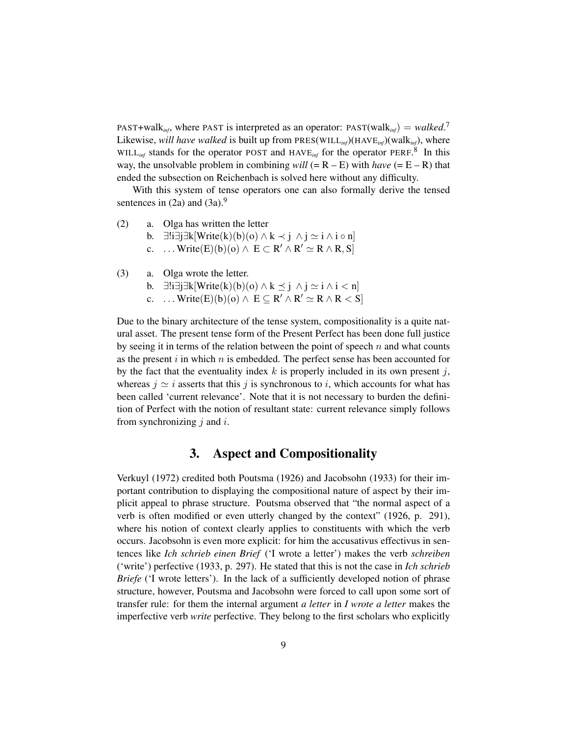PAST+walk$_{inf}$, where PAST is interpreted as an operator: PAST(walk$_{inf}$) $=$ *walked*.[7] Likewise, *will have walked* is built up from PRES(WILL$_{inf}$)(HAVE$_{inf}$)(walk$_{inf}$), where WILL$_{inf}$ stands for the operator POST and HAVE$_{inf}$ for the operator PERF.[8] In this way, the unsolvable problem in combining *will* (= R – E) with *have* (= E – R) that ended the subsection on Reichenbach is solved here without any difficulty.

With this system of tense operators one can also formally derive the tensed sentences in (2a) and (3a).[9]

(2) a. Olga has written the letter
b. $\exists!\mathrm{i}\exists \mathrm{j}\exists \mathrm{k}[\mathrm{Write}(\mathrm{k})(\mathrm{b})(\mathrm{o}) \wedge \mathrm{k} \prec \mathrm{j} \wedge \mathrm{j} \simeq \mathrm{i} \wedge \mathrm{i} \circ \mathrm{n}]$
c. $\ldots \mathrm{Write}(\mathrm{E})(\mathrm{b})(\mathrm{o}) \wedge \mathrm{E} \subset \mathrm{R}' \wedge \mathrm{R}' \simeq \mathrm{R} \wedge \mathrm{R}, \mathrm{S}]$

(3) a. Olga wrote the letter.
b. $\exists!\mathrm{i}\exists \mathrm{j}\exists \mathrm{k}[\mathrm{Write}(\mathrm{k})(\mathrm{b})(\mathrm{o}) \wedge \mathrm{k} \preceq \mathrm{j} \wedge \mathrm{j} \simeq \mathrm{i} \wedge \mathrm{i} < \mathrm{n}]$
c. $\ldots \mathrm{Write}(\mathrm{E})(\mathrm{b})(\mathrm{o}) \wedge \mathrm{E} \subseteq \mathrm{R}' \wedge \mathrm{R}' \simeq \mathrm{R} \wedge \mathrm{R} < \mathrm{S}]$

Due to the binary architecture of the tense system, compositionality is a quite natural asset. The present tense form of the Present Perfect has been done full justice by seeing it in terms of the relation between the point of speech $n$ and what counts as the present $i$ in which $n$ is embedded. The perfect sense has been accounted for by the fact that the eventuality index $k$ is properly included in its own present $j$, whereas $j \simeq i$ asserts that this $j$ is synchronous to $i$, which accounts for what has been called 'current relevance'. Note that it is not necessary to burden the definition of Perfect with the notion of resultant state: current relevance simply follows from synchronizing $j$ and $i$.

## 3. Aspect and Compositionality

Verkuyl (1972) credited both Poutsma (1926) and Jacobsohn (1933) for their important contribution to displaying the compositional nature of aspect by their implicit appeal to phrase structure. Poutsma observed that "the normal aspect of a verb is often modified or even utterly changed by the context" (1926, p. 291), where his notion of context clearly applies to constituents with which the verb occurs. Jacobsohn is even more explicit: for him the accusativus effectivus in sentences like *Ich schrieb einen Brief* ('I wrote a letter') makes the verb *schreiben* ('write') perfective (1933, p. 297). He stated that this is not the case in *Ich schrieb Briefe* ('I wrote letters'). In the lack of a sufficiently developed notion of phrase structure, however, Poutsma and Jacobsohn were forced to call upon some sort of transfer rule: for them the internal argument *a letter* in *I wrote a letter* makes the imperfective verb *write* perfective. They belong to the first scholars who explicitly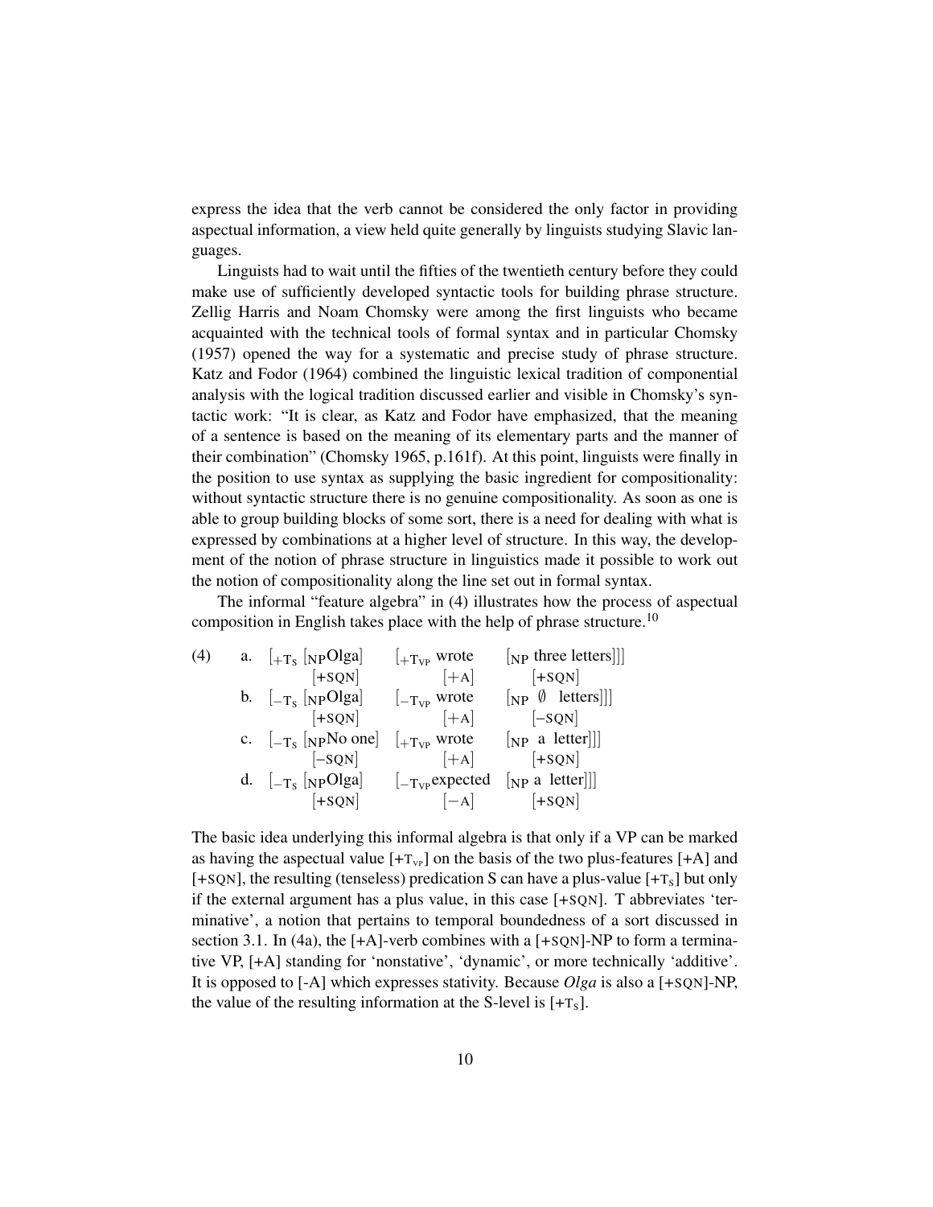express the idea that the verb cannot be considered the only factor in providing aspectual information, a view held quite generally by linguists studying Slavic languages.

Linguists had to wait until the fifties of the twentieth century before they could make use of sufficiently developed syntactic tools for building phrase structure. Zellig Harris and Noam Chomsky were among the first linguists who became acquainted with the technical tools of formal syntax and in particular Chomsky (1957) opened the way for a systematic and precise study of phrase structure. Katz and Fodor (1964) combined the linguistic lexical tradition of componential analysis with the logical tradition discussed earlier and visible in Chomsky's syntactic work: "It is clear, as Katz and Fodor have emphasized, that the meaning of a sentence is based on the meaning of its elementary parts and the manner of their combination" (Chomsky 1965, p.161f). At this point, linguists were finally in the position to use syntax as supplying the basic ingredient for compositionality: without syntactic structure there is no genuine compositionality. As soon as one is able to group building blocks of some sort, there is a need for dealing with what is expressed by combinations at a higher level of structure. In this way, the development of the notion of phrase structure in linguistics made it possible to work out the notion of compositionality along the line set out in formal syntax.

The informal "feature algebra" in (4) illustrates how the process of aspectual composition in English takes place with the help of phrase structure.[10]

(4)

a. $[_{+T_S}$ $[_{NP}$Olga$]$ $[_{+T_{VP}}$ wrote $[_{NP}$ three letters$]]]$
   $[$+SQN$]$ $[$+A$]$ $[$+SQN$]$

b. $[_{-T_S}$ $[_{NP}$Olga$]$ $[_{-T_{VP}}$ wrote $[_{NP}$ $\emptyset$ letters$]]]$
   $[$+SQN$]$ $[$+A$]$ $[-$SQN$]$

c. $[_{-T_S}$ $[_{NP}$No one$]$ $[_{+T_{VP}}$ wrote $[_{NP}$ a letter$]]]$
   $[-$SQN$]$ $[$+A$]$ $[$+SQN$]$

d. $[_{-T_S}$ $[_{NP}$Olga$]$ $[_{-T_{VP}}$expected $[_{NP}$ a letter$]]]$
   $[$+SQN$]$ $[-$A$]$ $[$+SQN$]$

The basic idea underlying this informal algebra is that only if a VP can be marked as having the aspectual value [$+T_{VP}$] on the basis of the two plus-features [+A] and [+SQN], the resulting (tenseless) predication S can have a plus-value [$+T_S$] but only if the external argument has a plus value, in this case [+SQN]. T abbreviates 'terminative', a notion that pertains to temporal boundedness of a sort discussed in section 3.1. In (4a), the [+A]-verb combines with a [+SQN]-NP to form a terminative VP, [+A] standing for 'nonstative', 'dynamic', or more technically 'additive'. It is opposed to [-A] which expresses stativity. Because *Olga* is also a [+SQN]-NP, the value of the resulting information at the S-level is [$+T_S$].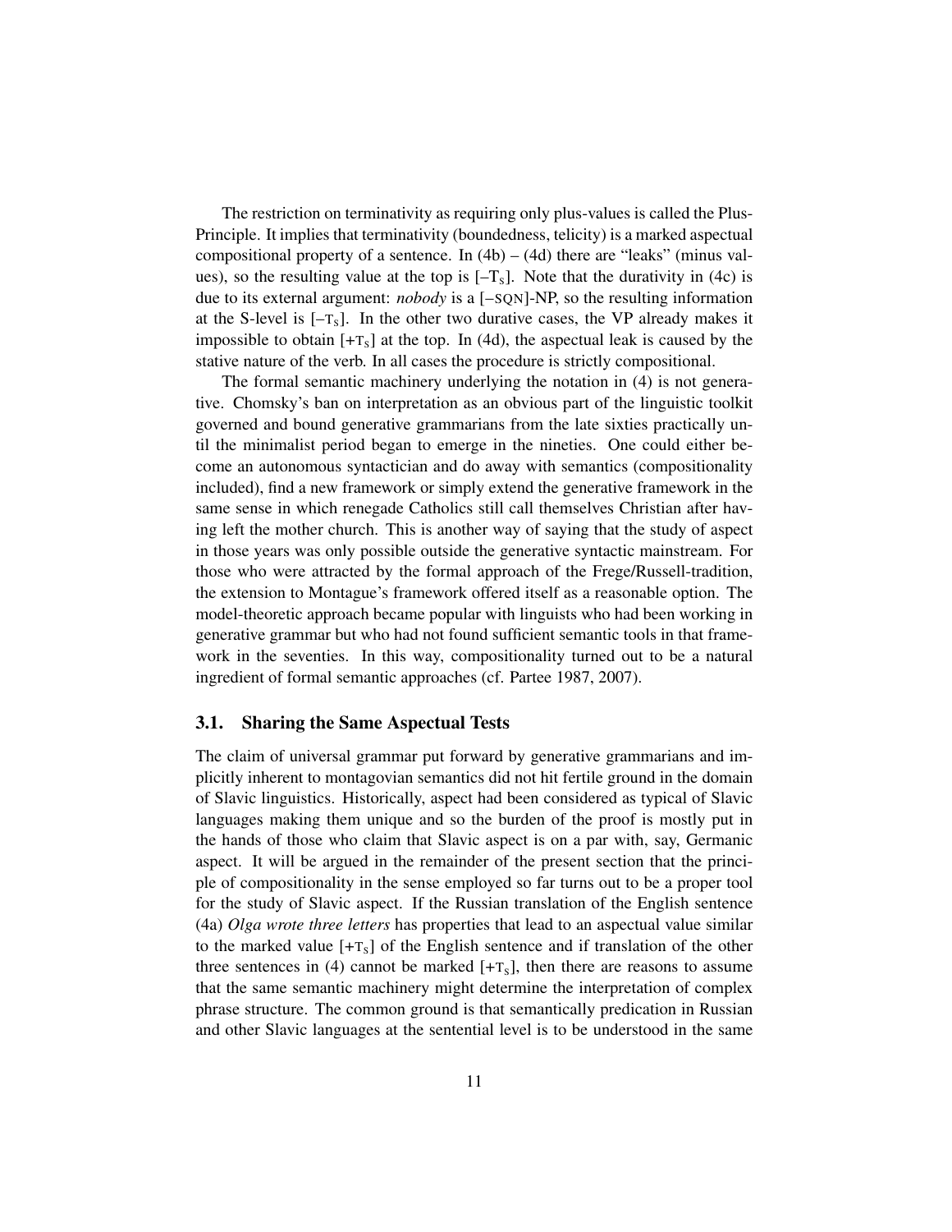The restriction on terminativity as requiring only plus-values is called the Plus-Principle. It implies that terminativity (boundedness, telicity) is a marked aspectual compositional property of a sentence. In (4b) – (4d) there are "leaks" (minus values), so the resulting value at the top is $[-T_S]$. Note that the durativity in (4c) is due to its external argument: *nobody* is a [−SQN]-NP, so the resulting information at the S-level is $[-T_S]$. In the other two durative cases, the VP already makes it impossible to obtain $[+T_S]$ at the top. In (4d), the aspectual leak is caused by the stative nature of the verb. In all cases the procedure is strictly compositional.

The formal semantic machinery underlying the notation in (4) is not generative. Chomsky's ban on interpretation as an obvious part of the linguistic toolkit governed and bound generative grammarians from the late sixties practically until the minimalist period began to emerge in the nineties. One could either become an autonomous syntactician and do away with semantics (compositionality included), find a new framework or simply extend the generative framework in the same sense in which renegade Catholics still call themselves Christian after having left the mother church. This is another way of saying that the study of aspect in those years was only possible outside the generative syntactic mainstream. For those who were attracted by the formal approach of the Frege/Russell-tradition, the extension to Montague's framework offered itself as a reasonable option. The model-theoretic approach became popular with linguists who had been working in generative grammar but who had not found sufficient semantic tools in that framework in the seventies. In this way, compositionality turned out to be a natural ingredient of formal semantic approaches (cf. Partee 1987, 2007).

### 3.1. Sharing the Same Aspectual Tests

The claim of universal grammar put forward by generative grammarians and implicitly inherent to montagovian semantics did not hit fertile ground in the domain of Slavic linguistics. Historically, aspect had been considered as typical of Slavic languages making them unique and so the burden of the proof is mostly put in the hands of those who claim that Slavic aspect is on a par with, say, Germanic aspect. It will be argued in the remainder of the present section that the principle of compositionality in the sense employed so far turns out to be a proper tool for the study of Slavic aspect. If the Russian translation of the English sentence (4a) *Olga wrote three letters* has properties that lead to an aspectual value similar to the marked value $[+T_S]$ of the English sentence and if translation of the other three sentences in (4) cannot be marked $[+T_S]$, then there are reasons to assume that the same semantic machinery might determine the interpretation of complex phrase structure. The common ground is that semantically predication in Russian and other Slavic languages at the sentential level is to be understood in the same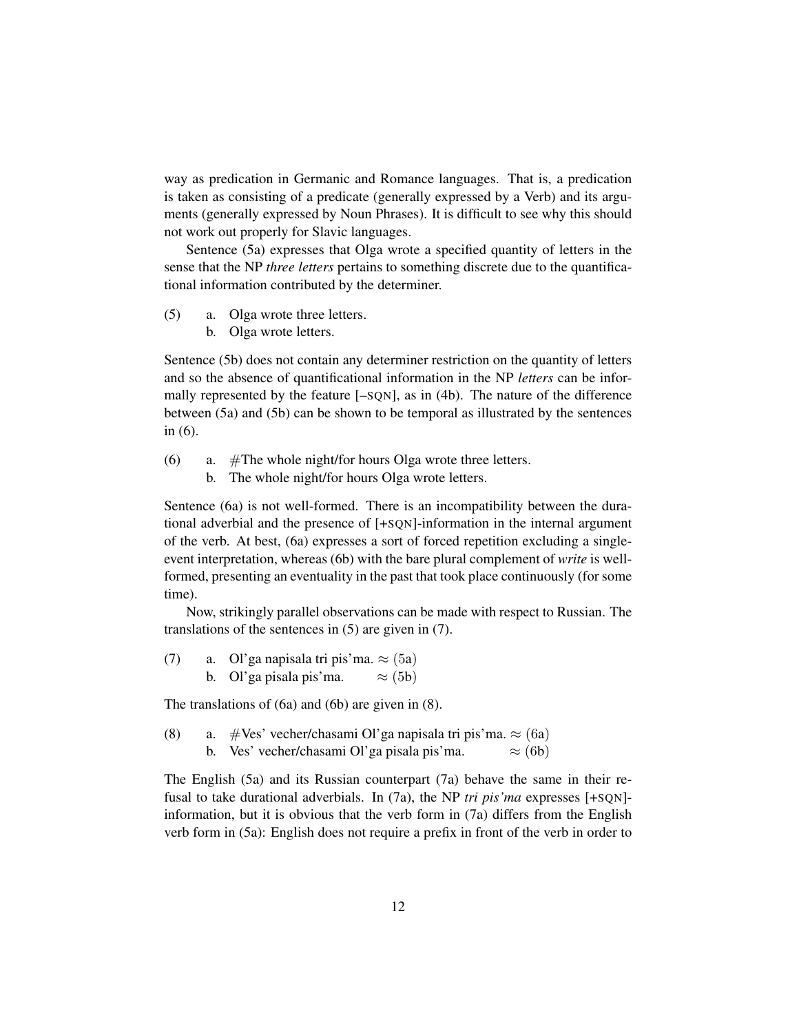way as predication in Germanic and Romance languages. That is, a predication is taken as consisting of a predicate (generally expressed by a Verb) and its arguments (generally expressed by Noun Phrases). It is difficult to see why this should not work out properly for Slavic languages.

Sentence (5a) expresses that Olga wrote a specified quantity of letters in the sense that the NP *three letters* pertains to something discrete due to the quantificational information contributed by the determiner.

(5) a. Olga wrote three letters.
    b. Olga wrote letters.

Sentence (5b) does not contain any determiner restriction on the quantity of letters and so the absence of quantificational information in the NP *letters* can be informally represented by the feature [–SQN], as in (4b). The nature of the difference between (5a) and (5b) can be shown to be temporal as illustrated by the sentences in (6).

(6) a. #The whole night/for hours Olga wrote three letters.
    b. The whole night/for hours Olga wrote letters.

Sentence (6a) is not well-formed. There is an incompatibility between the durational adverbial and the presence of [+SQN]-information in the internal argument of the verb. At best, (6a) expresses a sort of forced repetition excluding a single-event interpretation, whereas (6b) with the bare plural complement of *write* is well-formed, presenting an eventuality in the past that took place continuously (for some time).

Now, strikingly parallel observations can be made with respect to Russian. The translations of the sentences in (5) are given in (7).

(7) a. Ol'ga napisala tri pis'ma. $\approx$ (5a)
    b. Ol'ga pisala pis'ma. $\approx$ (5b)

The translations of (6a) and (6b) are given in (8).

(8) a. #Ves' vecher/chasami Ol'ga napisala tri pis'ma. $\approx$ (6a)
    b. Ves' vecher/chasami Ol'ga pisala pis'ma. $\approx$ (6b)

The English (5a) and its Russian counterpart (7a) behave the same in their refusal to take durational adverbials. In (7a), the NP *tri pis'ma* expresses [+SQN]-information, but it is obvious that the verb form in (7a) differs from the English verb form in (5a): English does not require a prefix in front of the verb in order to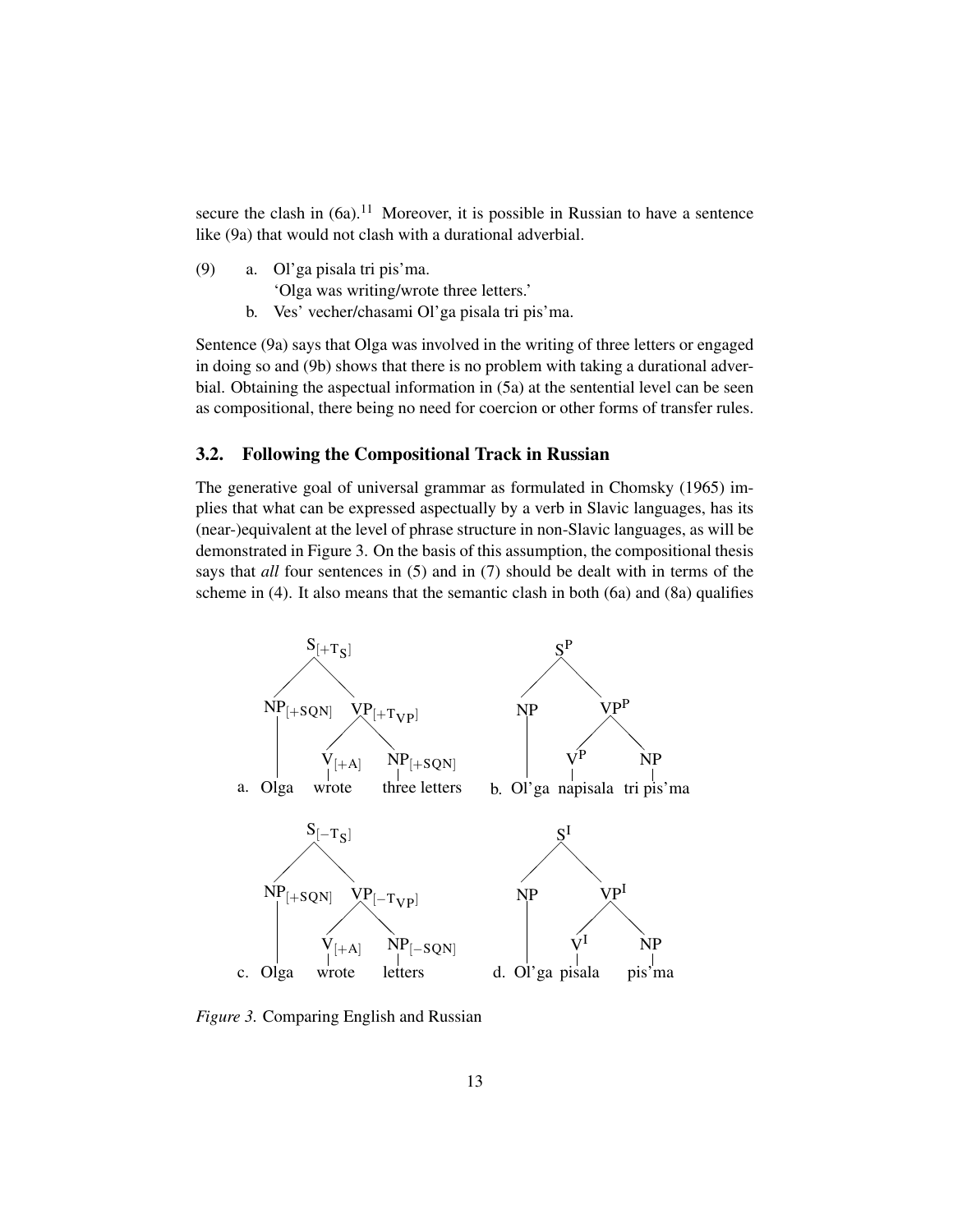secure the clash in (6a).[11] Moreover, it is possible in Russian to have a sentence like (9a) that would not clash with a durational adverbial.

(9) a. Ol'ga pisala tri pis'ma.
   'Olga was writing/wrote three letters.'
  b. Ves' vecher/chasami Ol'ga pisala tri pis'ma.

Sentence (9a) says that Olga was involved in the writing of three letters or engaged in doing so and (9b) shows that there is no problem with taking a durational adverbial. Obtaining the aspectual information in (5a) at the sentential level can be seen as compositional, there being no need for coercion or other forms of transfer rules.

### 3.2. Following the Compositional Track in Russian

The generative goal of universal grammar as formulated in Chomsky (1965) implies that what can be expressed aspectually by a verb in Slavic languages, has its (near-)equivalent at the level of phrase structure in non-Slavic languages, as will be demonstrated in Figure 3. On the basis of this assumption, the compositional thesis says that *all* four sentences in (5) and in (7) should be dealt with in terms of the scheme in (4). It also means that the semantic clash in both (6a) and (8a) qualifies

a. $[_{S_{[+T_S]}}\ [_{NP_{[+SQN]}}$ Olga $]\ [_{VP_{[+T_{VP}]}}\ [_{V_{[+A]}}$ wrote $]\ [_{NP_{[+SQN]}}$ three letters $]]]$

b. $[_{S^P}\ [_{NP}$ Ol'ga $]\ [_{VP^P}\ [_{V^P}$ napisala $]\ [_{NP}$ tri pis'ma $]]]$

c. $[_{S_{[-T_S]}}\ [_{NP_{[+SQN]}}$ Olga $]\ [_{VP_{[-T_{VP}]}}\ [_{V_{[+A]}}$ wrote $]\ [_{NP_{[-SQN]}}$ letters $]]]$

d. $[_{S^I}\ [_{NP}$ Ol'ga $]\ [_{VP^I}\ [_{V^I}$ pisala $]\ [_{NP}$ pis'ma $]]]$

*Figure 3.* Comparing English and Russian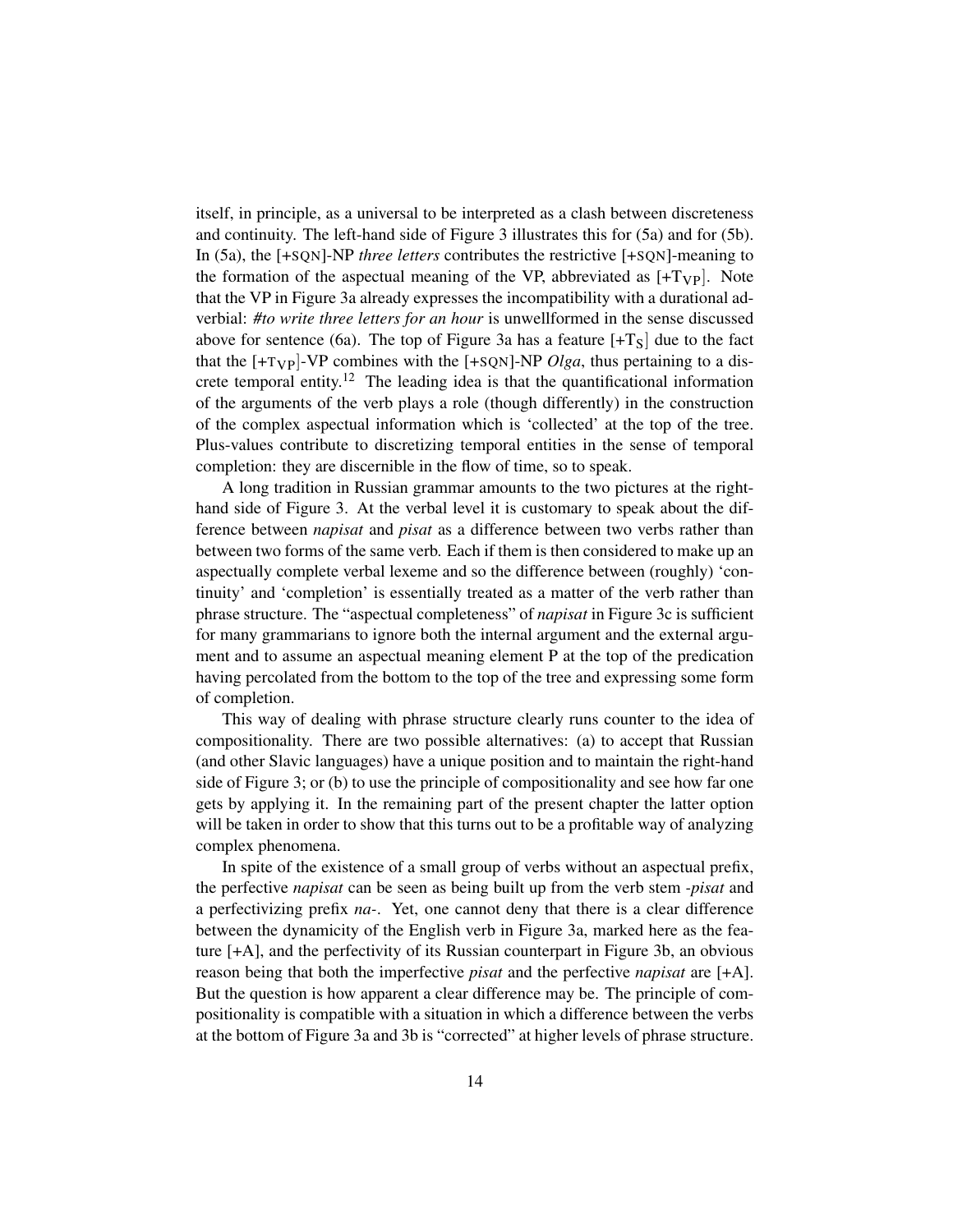itself, in principle, as a universal to be interpreted as a clash between discreteness and continuity. The left-hand side of Figure 3 illustrates this for (5a) and for (5b). In (5a), the [+SQN]-NP *three letters* contributes the restrictive [+SQN]-meaning to the formation of the aspectual meaning of the VP, abbreviated as [+$T_{VP}$]. Note that the VP in Figure 3a already expresses the incompatibility with a durational adverbial: *#to write three letters for an hour* is unwellformed in the sense discussed above for sentence (6a). The top of Figure 3a has a feature [+$T_S$] due to the fact that the [+$T_{VP}$]-VP combines with the [+SQN]-NP *Olga*, thus pertaining to a discrete temporal entity.[12] The leading idea is that the quantificational information of the arguments of the verb plays a role (though differently) in the construction of the complex aspectual information which is 'collected' at the top of the tree. Plus-values contribute to discretizing temporal entities in the sense of temporal completion: they are discernible in the flow of time, so to speak.

A long tradition in Russian grammar amounts to the two pictures at the right-hand side of Figure 3. At the verbal level it is customary to speak about the difference between *napisat* and *pisat* as a difference between two verbs rather than between two forms of the same verb. Each if them is then considered to make up an aspectually complete verbal lexeme and so the difference between (roughly) 'continuity' and 'completion' is essentially treated as a matter of the verb rather than phrase structure. The "aspectual completeness" of *napisat* in Figure 3c is sufficient for many grammarians to ignore both the internal argument and the external argument and to assume an aspectual meaning element P at the top of the predication having percolated from the bottom to the top of the tree and expressing some form of completion.

This way of dealing with phrase structure clearly runs counter to the idea of compositionality. There are two possible alternatives: (a) to accept that Russian (and other Slavic languages) have a unique position and to maintain the right-hand side of Figure 3; or (b) to use the principle of compositionality and see how far one gets by applying it. In the remaining part of the present chapter the latter option will be taken in order to show that this turns out to be a profitable way of analyzing complex phenomena.

In spite of the existence of a small group of verbs without an aspectual prefix, the perfective *napisat* can be seen as being built up from the verb stem *-pisat* and a perfectivizing prefix *na-*. Yet, one cannot deny that there is a clear difference between the dynamicity of the English verb in Figure 3a, marked here as the feature [+A], and the perfectivity of its Russian counterpart in Figure 3b, an obvious reason being that both the imperfective *pisat* and the perfective *napisat* are [+A]. But the question is how apparent a clear difference may be. The principle of compositionality is compatible with a situation in which a difference between the verbs at the bottom of Figure 3a and 3b is "corrected" at higher levels of phrase structure.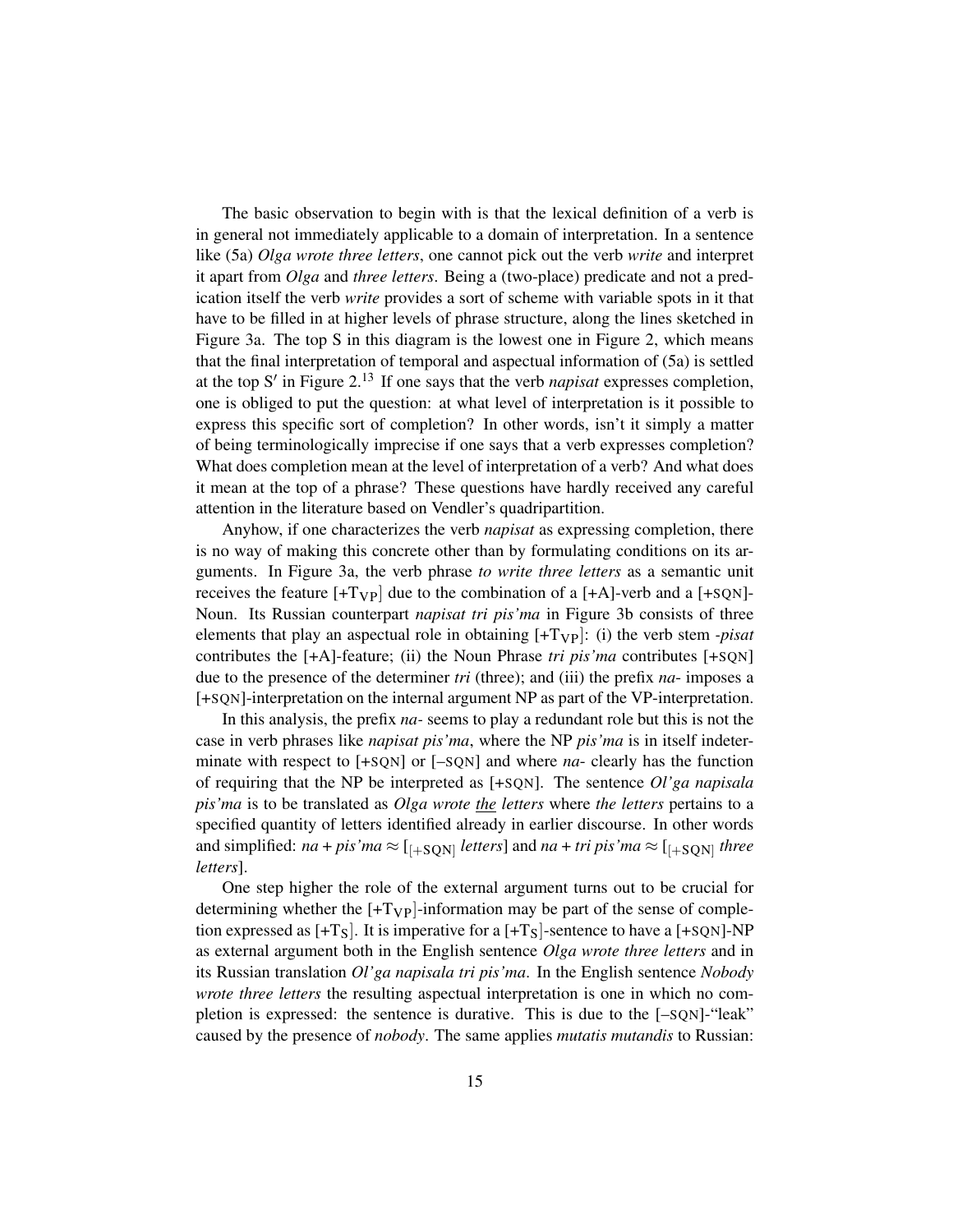The basic observation to begin with is that the lexical definition of a verb is in general not immediately applicable to a domain of interpretation. In a sentence like (5a) *Olga wrote three letters*, one cannot pick out the verb *write* and interpret it apart from *Olga* and *three letters*. Being a (two-place) predicate and not a predication itself the verb *write* provides a sort of scheme with variable spots in it that have to be filled in at higher levels of phrase structure, along the lines sketched in Figure 3a. The top S in this diagram is the lowest one in Figure 2, which means that the final interpretation of temporal and aspectual information of (5a) is settled at the top S′ in Figure 2.[13] If one says that the verb *napisat* expresses completion, one is obliged to put the question: at what level of interpretation is it possible to express this specific sort of completion? In other words, isn't it simply a matter of being terminologically imprecise if one says that a verb expresses completion? What does completion mean at the level of interpretation of a verb? And what does it mean at the top of a phrase? These questions have hardly received any careful attention in the literature based on Vendler's quadripartition.

Anyhow, if one characterizes the verb *napisat* as expressing completion, there is no way of making this concrete other than by formulating conditions on its arguments. In Figure 3a, the verb phrase *to write three letters* as a semantic unit receives the feature [+$T_{VP}$] due to the combination of a [+A]-verb and a [+SQN]-Noun. Its Russian counterpart *napisat tri pis'ma* in Figure 3b consists of three elements that play an aspectual role in obtaining [+$T_{VP}$]: (i) the verb stem *-pisat* contributes the [+A]-feature; (ii) the Noun Phrase *tri pis'ma* contributes [+SQN] due to the presence of the determiner *tri* (three); and (iii) the prefix *na-* imposes a [+SQN]-interpretation on the internal argument NP as part of the VP-interpretation.

In this analysis, the prefix *na-* seems to play a redundant role but this is not the case in verb phrases like *napisat pis'ma*, where the NP *pis'ma* is in itself indeterminate with respect to [+SQN] or [–SQN] and where *na-* clearly has the function of requiring that the NP be interpreted as [+SQN]. The sentence *Ol'ga napisala pis'ma* is to be translated as *Olga wrote the letters* where *the letters* pertains to a specified quantity of letters identified already in earlier discourse. In other words and simplified: *na + pis'ma* ≈ $[_{[+\text{SQN}]}$ *letters*] and *na + tri pis'ma* ≈ $[_{[+\text{SQN}]}$ *three letters*].

One step higher the role of the external argument turns out to be crucial for determining whether the [+$T_{VP}$]-information may be part of the sense of completion expressed as [+$T_S$]. It is imperative for a [+$T_S$]-sentence to have a [+SQN]-NP as external argument both in the English sentence *Olga wrote three letters* and in its Russian translation *Ol'ga napisala tri pis'ma*. In the English sentence *Nobody wrote three letters* the resulting aspectual interpretation is one in which no completion is expressed: the sentence is durative. This is due to the [–SQN]-"leak" caused by the presence of *nobody*. The same applies *mutatis mutandis* to Russian: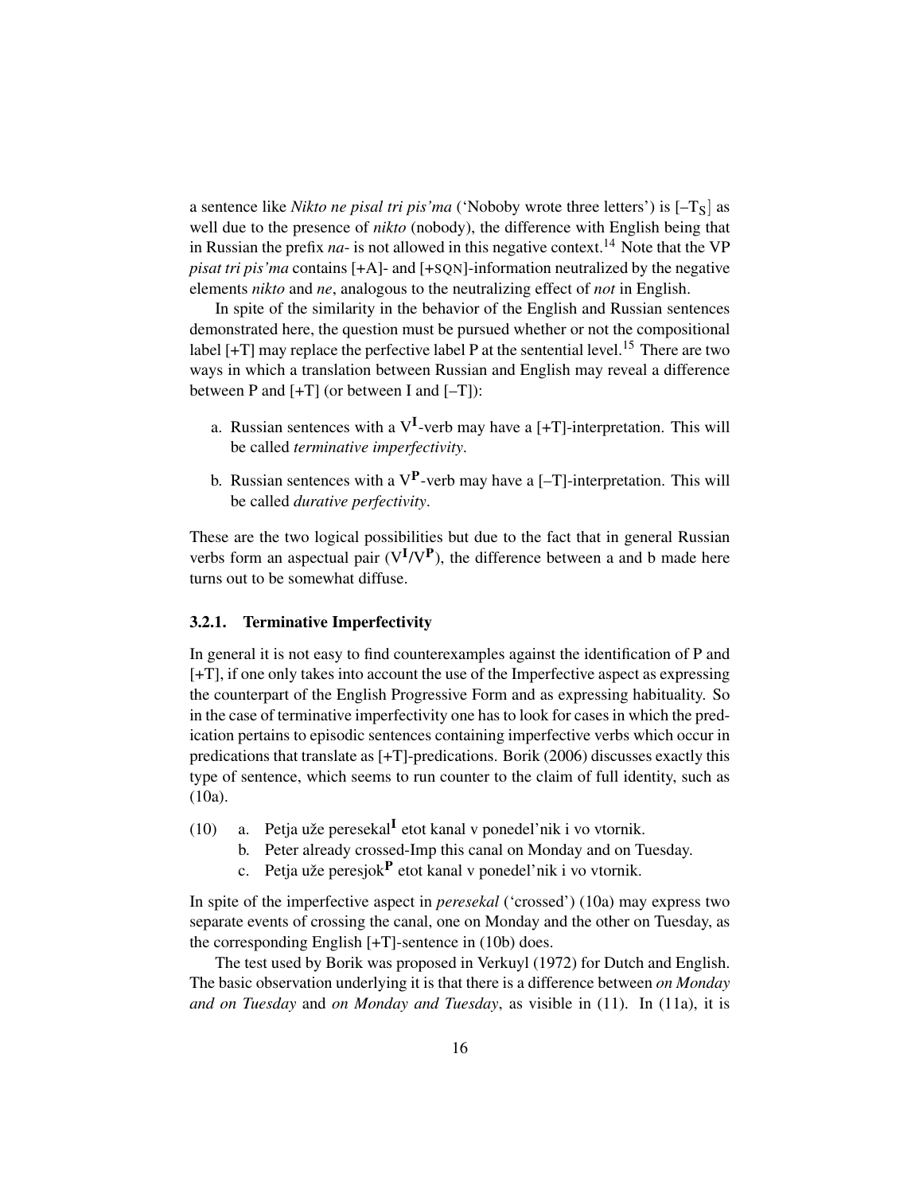a sentence like *Nikto ne pisal tri pis'ma* ('Noboby wrote three letters') is [–$T_S$] as well due to the presence of *nikto* (nobody), the difference with English being that in Russian the prefix *na-* is not allowed in this negative context.[14] Note that the VP *pisat tri pis'ma* contains [+A]- and [+SQN]-information neutralized by the negative elements *nikto* and *ne*, analogous to the neutralizing effect of *not* in English.

In spite of the similarity in the behavior of the English and Russian sentences demonstrated here, the question must be pursued whether or not the compositional label [+T] may replace the perfective label P at the sentential level.[15] There are two ways in which a translation between Russian and English may reveal a difference between P and [+T] (or between I and [–T]):

a. Russian sentences with a $V^{\mathbf{I}}$-verb may have a [+T]-interpretation. This will be called *terminative imperfectivity*.

b. Russian sentences with a $V^{\mathbf{P}}$-verb may have a [–T]-interpretation. This will be called *durative perfectivity*.

These are the two logical possibilities but due to the fact that in general Russian verbs form an aspectual pair ($V^{\mathbf{I}}/V^{\mathbf{P}}$), the difference between a and b made here turns out to be somewhat diffuse.

### 3.2.1. Terminative Imperfectivity

In general it is not easy to find counterexamples against the identification of P and [+T], if one only takes into account the use of the Imperfective aspect as expressing the counterpart of the English Progressive Form and as expressing habituality. So in the case of terminative imperfectivity one has to look for cases in which the predication pertains to episodic sentences containing imperfective verbs which occur in predications that translate as [+T]-predications. Borik (2006) discusses exactly this type of sentence, which seems to run counter to the claim of full identity, such as (10a).

(10) a. Petja uže peresekal$^{\mathbf{I}}$ etot kanal v ponedel'nik i vo vtornik.
 b. Peter already crossed-Imp this canal on Monday and on Tuesday.
 c. Petja uže peresjok$^{\mathbf{P}}$ etot kanal v ponedel'nik i vo vtornik.

In spite of the imperfective aspect in *peresekal* ('crossed') (10a) may express two separate events of crossing the canal, one on Monday and the other on Tuesday, as the corresponding English [+T]-sentence in (10b) does.

The test used by Borik was proposed in Verkuyl (1972) for Dutch and English. The basic observation underlying it is that there is a difference between *on Monday and on Tuesday* and *on Monday and Tuesday*, as visible in (11). In (11a), it is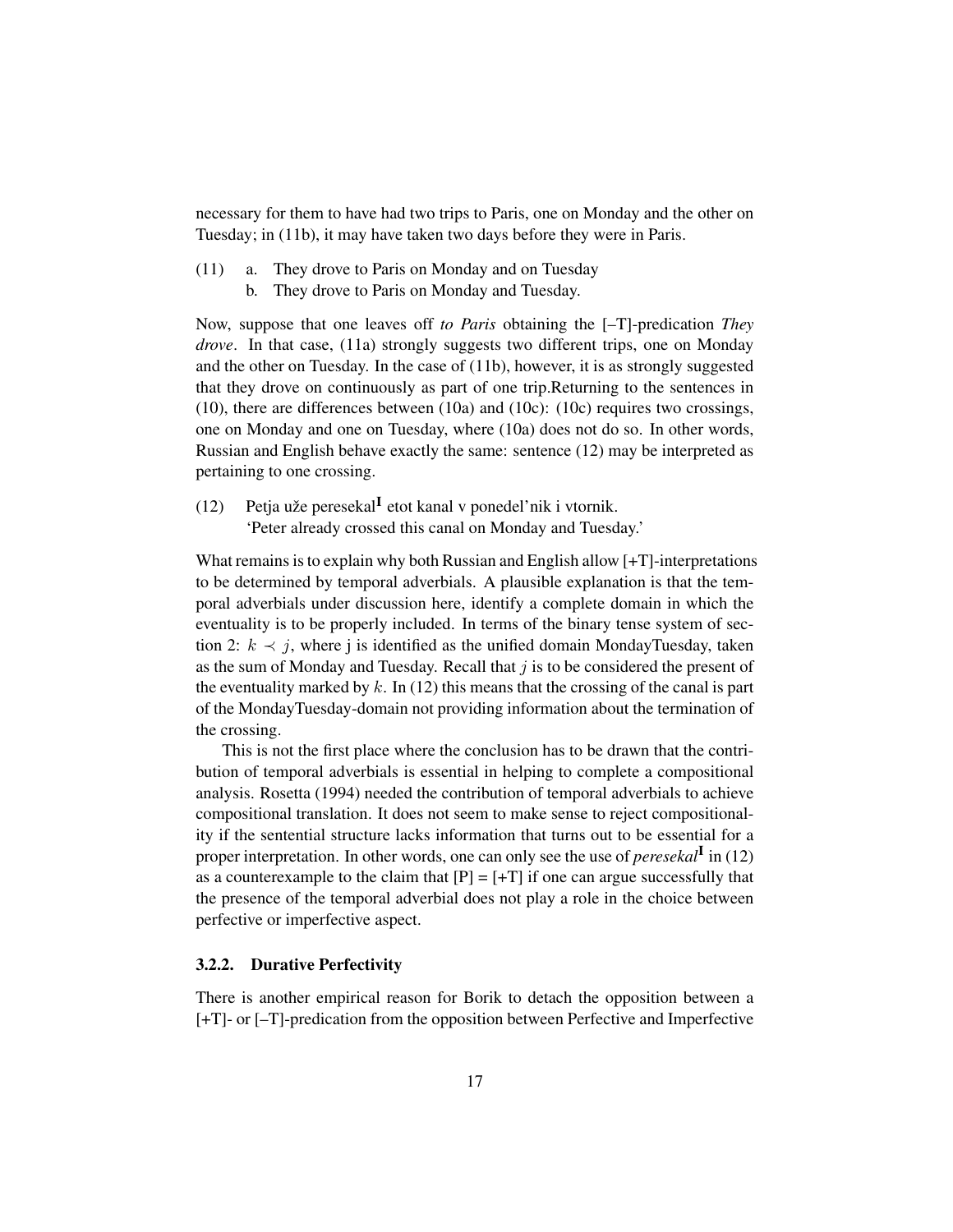necessary for them to have had two trips to Paris, one on Monday and the other on Tuesday; in (11b), it may have taken two days before they were in Paris.

(11) a. They drove to Paris on Monday and on Tuesday
b. They drove to Paris on Monday and Tuesday.

Now, suppose that one leaves off *to Paris* obtaining the [–T]-predication *They drove*. In that case, (11a) strongly suggests two different trips, one on Monday and the other on Tuesday. In the case of (11b), however, it is as strongly suggested that they drove on continuously as part of one trip.Returning to the sentences in (10), there are differences between (10a) and (10c): (10c) requires two crossings, one on Monday and one on Tuesday, where (10a) does not do so. In other words, Russian and English behave exactly the same: sentence (12) may be interpreted as pertaining to one crossing.

(12) Petja uže peresekal$^{\mathbf{I}}$ etot kanal v ponedel'nik i vtornik.
'Peter already crossed this canal on Monday and Tuesday.'

What remains is to explain why both Russian and English allow [+T]-interpretations to be determined by temporal adverbials. A plausible explanation is that the temporal adverbials under discussion here, identify a complete domain in which the eventuality is to be properly included. In terms of the binary tense system of section 2: $k \prec j$, where j is identified as the unified domain MondayTuesday, taken as the sum of Monday and Tuesday. Recall that $j$ is to be considered the present of the eventuality marked by $k$. In (12) this means that the crossing of the canal is part of the MondayTuesday-domain not providing information about the termination of the crossing.

This is not the first place where the conclusion has to be drawn that the contribution of temporal adverbials is essential in helping to complete a compositional analysis. Rosetta (1994) needed the contribution of temporal adverbials to achieve compositional translation. It does not seem to make sense to reject compositionality if the sentential structure lacks information that turns out to be essential for a proper interpretation. In other words, one can only see the use of *peresekal*$^{\mathbf{I}}$ in (12) as a counterexample to the claim that [P] = [+T] if one can argue successfully that the presence of the temporal adverbial does not play a role in the choice between perfective or imperfective aspect.

### 3.2.2. Durative Perfectivity

There is another empirical reason for Borik to detach the opposition between a [+T]- or [–T]-predication from the opposition between Perfective and Imperfective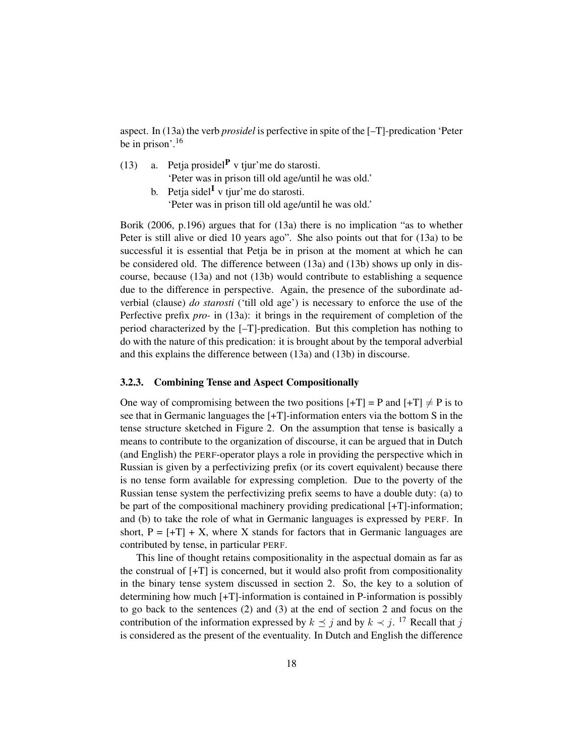aspect. In (13a) the verb *prosidel* is perfective in spite of the [–T]-predication 'Peter be in prison'.[16]

(13) a. Petja prosidel**P** v tjur'me do starosti.
  'Peter was in prison till old age/until he was old.'

  b. Petja sidel**I** v tjur'me do starosti.
  'Peter was in prison till old age/until he was old.'

Borik (2006, p.196) argues that for (13a) there is no implication "as to whether Peter is still alive or died 10 years ago". She also points out that for (13a) to be successful it is essential that Petja be in prison at the moment at which he can be considered old. The difference between (13a) and (13b) shows up only in discourse, because (13a) and not (13b) would contribute to establishing a sequence due to the difference in perspective. Again, the presence of the subordinate adverbial (clause) *do starosti* ('till old age') is necessary to enforce the use of the Perfective prefix *pro-* in (13a): it brings in the requirement of completion of the period characterized by the [–T]-predication. But this completion has nothing to do with the nature of this predication: it is brought about by the temporal adverbial and this explains the difference between (13a) and (13b) in discourse.

### 3.2.3. Combining Tense and Aspect Compositionally

One way of compromising between the two positions [+T] = P and [+T] $\neq$ P is to see that in Germanic languages the [+T]-information enters via the bottom S in the tense structure sketched in Figure 2. On the assumption that tense is basically a means to contribute to the organization of discourse, it can be argued that in Dutch (and English) the PERF-operator plays a role in providing the perspective which in Russian is given by a perfectivizing prefix (or its covert equivalent) because there is no tense form available for expressing completion. Due to the poverty of the Russian tense system the perfectivizing prefix seems to have a double duty: (a) to be part of the compositional machinery providing predicational [+T]-information; and (b) to take the role of what in Germanic languages is expressed by PERF. In short, P = [+T] + X, where X stands for factors that in Germanic languages are contributed by tense, in particular PERF.

This line of thought retains compositionality in the aspectual domain as far as the construal of [+T] is concerned, but it would also profit from compositionality in the binary tense system discussed in section 2. So, the key to a solution of determining how much [+T]-information is contained in P-information is possibly to go back to the sentences (2) and (3) at the end of section 2 and focus on the contribution of the information expressed by $k \preceq j$ and by $k \prec j$.[17] Recall that $j$ is considered as the present of the eventuality. In Dutch and English the difference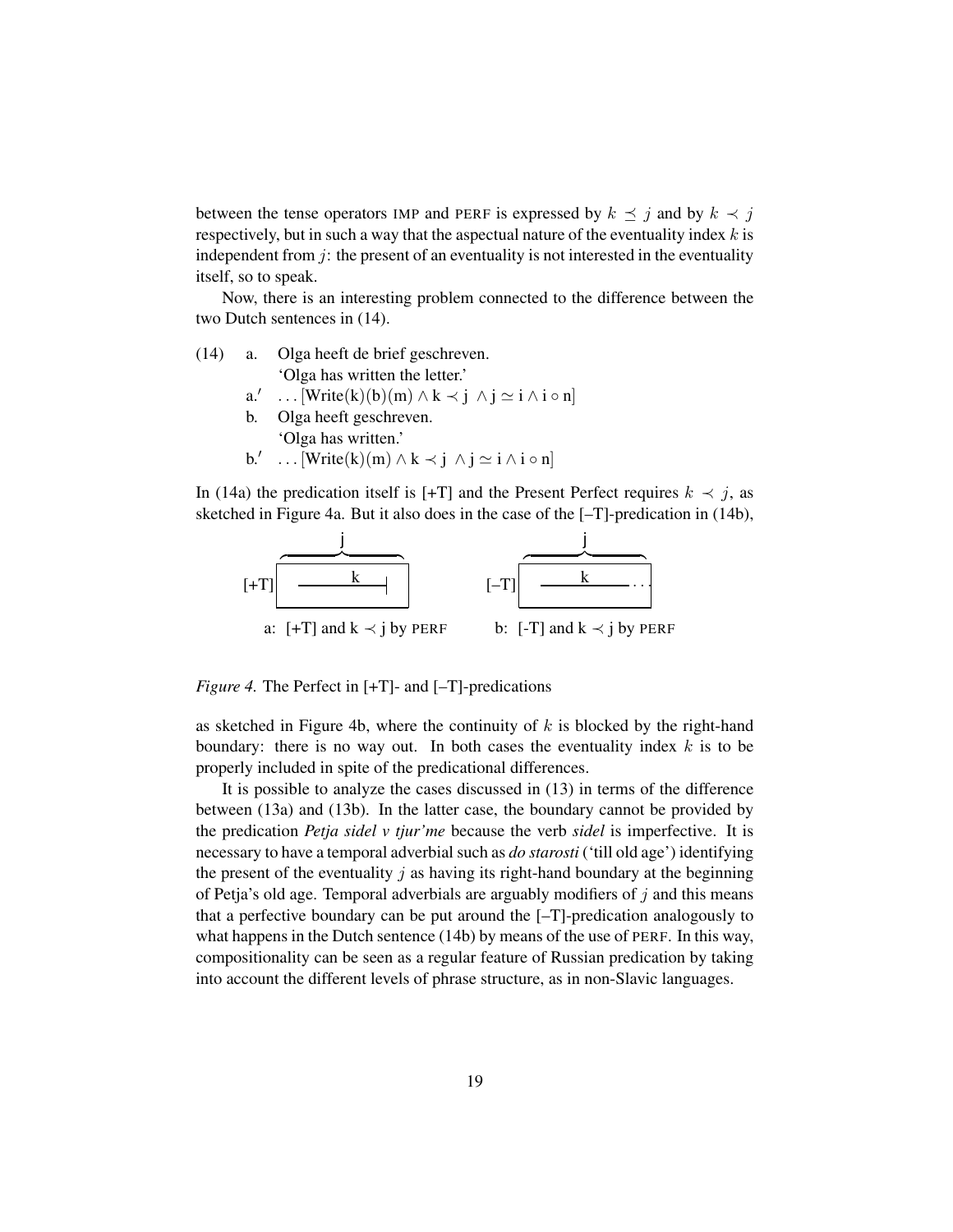between the tense operators IMP and PERF is expressed by $k \preceq j$ and by $k \prec j$ respectively, but in such a way that the aspectual nature of the eventuality index $k$ is independent from $j$: the present of an eventuality is not interested in the eventuality itself, so to speak.

Now, there is an interesting problem connected to the difference between the two Dutch sentences in (14).

(14) a. Olga heeft de brief geschreven.
'Olga has written the letter.'

a.′ $\ldots[\mathrm{Write(k)(b)(m)} \wedge \mathrm{k} \prec \mathrm{j} \ \wedge \mathrm{j} \simeq \mathrm{i} \wedge \mathrm{i} \circ \mathrm{n}]$

b. Olga heeft geschreven.
'Olga has written.'

b.′ $\ldots[\mathrm{Write(k)(m)} \wedge \mathrm{k} \prec \mathrm{j} \ \wedge \mathrm{j} \simeq \mathrm{i} \wedge \mathrm{i} \circ \mathrm{n}]$

In (14a) the predication itself is [+T] and the Present Perfect requires $k \prec j$, as sketched in Figure 4a. But it also does in the case of the [–T]-predication in (14b),

a: [+T] and $\mathrm{k} \prec \mathrm{j}$ by PERF    b: [-T] and $\mathrm{k} \prec \mathrm{j}$ by PERF

*Figure 4.* The Perfect in [+T]- and [–T]-predications

as sketched in Figure 4b, where the continuity of $k$ is blocked by the right-hand boundary: there is no way out. In both cases the eventuality index $k$ is to be properly included in spite of the predicational differences.

It is possible to analyze the cases discussed in (13) in terms of the difference between (13a) and (13b). In the latter case, the boundary cannot be provided by the predication *Petja sidel v tjur'me* because the verb *sidel* is imperfective. It is necessary to have a temporal adverbial such as *do starosti* ('till old age') identifying the present of the eventuality $j$ as having its right-hand boundary at the beginning of Petja's old age. Temporal adverbials are arguably modifiers of $j$ and this means that a perfective boundary can be put around the [–T]-predication analogously to what happens in the Dutch sentence (14b) by means of the use of PERF. In this way, compositionality can be seen as a regular feature of Russian predication by taking into account the different levels of phrase structure, as in non-Slavic languages.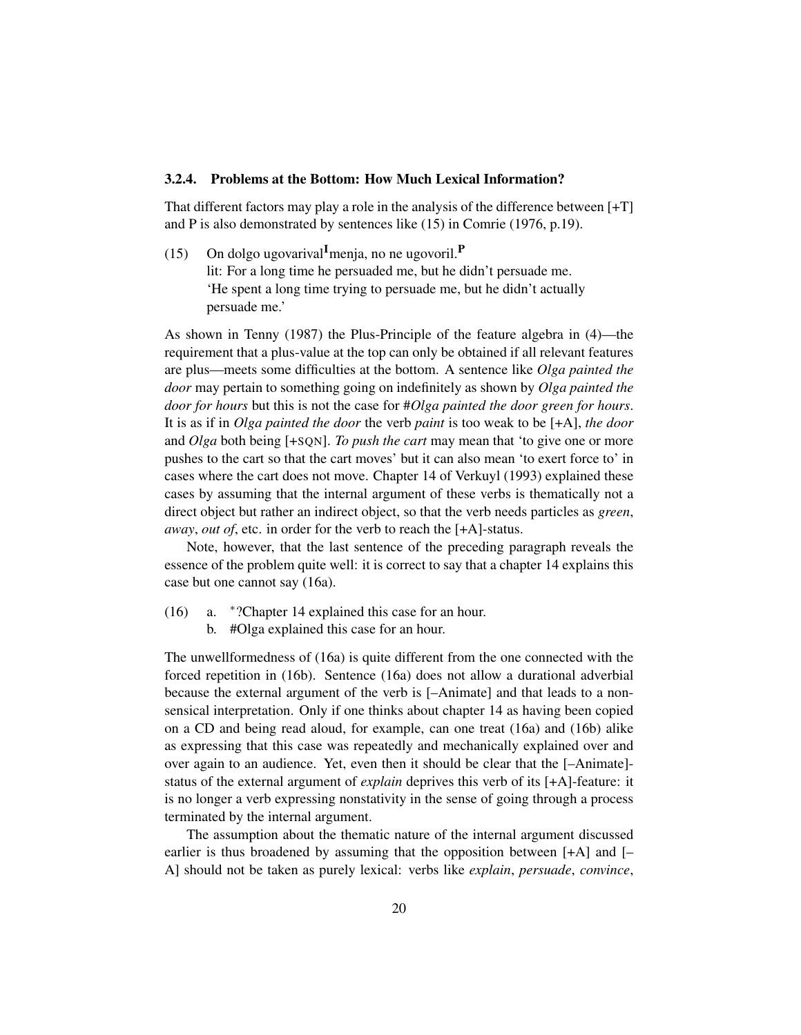### 3.2.4. Problems at the Bottom: How Much Lexical Information?

That different factors may play a role in the analysis of the difference between [+T] and P is also demonstrated by sentences like (15) in Comrie (1976, p.19).

(15) On dolgo ugovarival**ᴵ** menja, no ne ugovoril.**ᴾ**
lit: For a long time he persuaded me, but he didn't persuade me.
'He spent a long time trying to persuade me, but he didn't actually persuade me.'

As shown in Tenny (1987) the Plus-Principle of the feature algebra in (4)—the requirement that a plus-value at the top can only be obtained if all relevant features are plus—meets some difficulties at the bottom. A sentence like *Olga painted the door* may pertain to something going on indefinitely as shown by *Olga painted the door for hours* but this is not the case for #*Olga painted the door green for hours*. It is as if in *Olga painted the door* the verb *paint* is too weak to be [+A], *the door* and *Olga* both being [+SQN]. *To push the cart* may mean that 'to give one or more pushes to the cart so that the cart moves' but it can also mean 'to exert force to' in cases where the cart does not move. Chapter 14 of Verkuyl (1993) explained these cases by assuming that the internal argument of these verbs is thematically not a direct object but rather an indirect object, so that the verb needs particles as *green*, *away*, *out of*, etc. in order for the verb to reach the [+A]-status.

Note, however, that the last sentence of the preceding paragraph reveals the essence of the problem quite well: it is correct to say that a chapter 14 explains this case but one cannot say (16a).

(16) a. *?Chapter 14 explained this case for an hour.
b. #Olga explained this case for an hour.

The unwellformedness of (16a) is quite different from the one connected with the forced repetition in (16b). Sentence (16a) does not allow a durational adverbial because the external argument of the verb is [–Animate] and that leads to a nonsensical interpretation. Only if one thinks about chapter 14 as having been copied on a CD and being read aloud, for example, can one treat (16a) and (16b) alike as expressing that this case was repeatedly and mechanically explained over and over again to an audience. Yet, even then it should be clear that the [–Animate]-status of the external argument of *explain* deprives this verb of its [+A]-feature: it is no longer a verb expressing nonstativity in the sense of going through a process terminated by the internal argument.

The assumption about the thematic nature of the internal argument discussed earlier is thus broadened by assuming that the opposition between [+A] and [–A] should not be taken as purely lexical: verbs like *explain*, *persuade*, *convince*,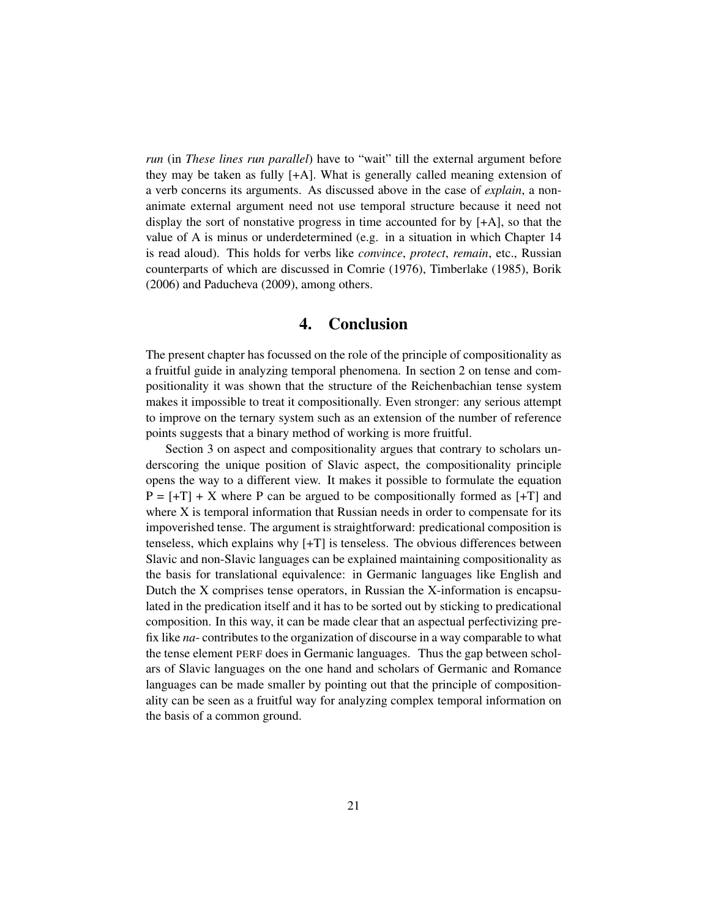*run* (in *These lines run parallel*) have to "wait" till the external argument before they may be taken as fully [+A]. What is generally called meaning extension of a verb concerns its arguments. As discussed above in the case of *explain*, a non-animate external argument need not use temporal structure because it need not display the sort of nonstative progress in time accounted for by [+A], so that the value of A is minus or underdetermined (e.g. in a situation in which Chapter 14 is read aloud). This holds for verbs like *convince*, *protect*, *remain*, etc., Russian counterparts of which are discussed in Comrie (1976), Timberlake (1985), Borik (2006) and Paducheva (2009), among others.

## 4. Conclusion

The present chapter has focussed on the role of the principle of compositionality as a fruitful guide in analyzing temporal phenomena. In section 2 on tense and compositionality it was shown that the structure of the Reichenbachian tense system makes it impossible to treat it compositionally. Even stronger: any serious attempt to improve on the ternary system such as an extension of the number of reference points suggests that a binary method of working is more fruitful.

Section 3 on aspect and compositionality argues that contrary to scholars underscoring the unique position of Slavic aspect, the compositionality principle opens the way to a different view. It makes it possible to formulate the equation P = [+T] + X where P can be argued to be compositionally formed as [+T] and where X is temporal information that Russian needs in order to compensate for its impoverished tense. The argument is straightforward: predicational composition is tenseless, which explains why [+T] is tenseless. The obvious differences between Slavic and non-Slavic languages can be explained maintaining compositionality as the basis for translational equivalence: in Germanic languages like English and Dutch the X comprises tense operators, in Russian the X-information is encapsulated in the predication itself and it has to be sorted out by sticking to predicational composition. In this way, it can be made clear that an aspectual perfectivizing prefix like *na-* contributes to the organization of discourse in a way comparable to what the tense element PERF does in Germanic languages. Thus the gap between scholars of Slavic languages on the one hand and scholars of Germanic and Romance languages can be made smaller by pointing out that the principle of compositionality can be seen as a fruitful way for analyzing complex temporal information on the basis of a common ground.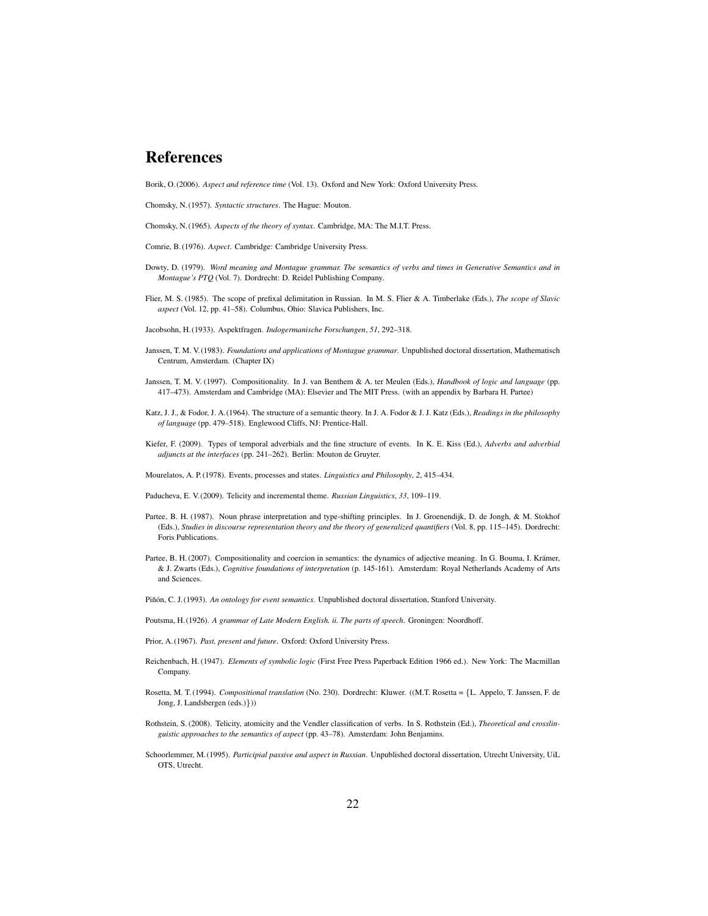# References

Borik, O. (2006). *Aspect and reference time* (Vol. 13). Oxford and New York: Oxford University Press.

Chomsky, N. (1957). *Syntactic structures*. The Hague: Mouton.

Chomsky, N. (1965). *Aspects of the theory of syntax*. Cambridge, MA: The M.I.T. Press.

Comrie, B. (1976). *Aspect*. Cambridge: Cambridge University Press.

Dowty, D. (1979). *Word meaning and Montague grammar. The semantics of verbs and times in Generative Semantics and in Montague's PTQ* (Vol. 7). Dordrecht: D. Reidel Publishing Company.

Flier, M. S. (1985). The scope of prefixal delimitation in Russian. In M. S. Flier & A. Timberlake (Eds.), *The scope of Slavic aspect* (Vol. 12, pp. 41–58). Columbus, Ohio: Slavica Publishers, Inc.

Jacobsohn, H. (1933). Aspektfragen. *Indogermanische Forschungen*, *51*, 292–318.

Janssen, T. M. V. (1983). *Foundations and applications of Montague grammar*. Unpublished doctoral dissertation, Mathematisch Centrum, Amsterdam. (Chapter IX)

Janssen, T. M. V. (1997). Compositionality. In J. van Benthem & A. ter Meulen (Eds.), *Handbook of logic and language* (pp. 417–473). Amsterdam and Cambridge (MA): Elsevier and The MIT Press. (with an appendix by Barbara H. Partee)

Katz, J. J., & Fodor, J. A. (1964). The structure of a semantic theory. In J. A. Fodor & J. J. Katz (Eds.), *Readings in the philosophy of language* (pp. 479–518). Englewood Cliffs, NJ: Prentice-Hall.

Kiefer, F. (2009). Types of temporal adverbials and the fine structure of events. In K. E. Kiss (Ed.), *Adverbs and adverbial adjuncts at the interfaces* (pp. 241–262). Berlin: Mouton de Gruyter.

Mourelatos, A. P. (1978). Events, processes and states. *Linguistics and Philosophy*, *2*, 415–434.

Paducheva, E. V. (2009). Telicity and incremental theme. *Russian Linguistics*, *33*, 109–119.

Partee, B. H. (1987). Noun phrase interpretation and type-shifting principles. In J. Groenendijk, D. de Jongh, & M. Stokhof (Eds.), *Studies in discourse representation theory and the theory of generalized quantifiers* (Vol. 8, pp. 115–145). Dordrecht: Foris Publications.

Partee, B. H. (2007). Compositionality and coercion in semantics: the dynamics of adjective meaning. In G. Bouma, I. Krämer, & J. Zwarts (Eds.), *Cognitive foundations of interpretation* (p. 145-161). Amsterdam: Royal Netherlands Academy of Arts and Sciences.

Piñón, C. J. (1993). *An ontology for event semantics*. Unpublished doctoral dissertation, Stanford University.

Poutsma, H. (1926). *A grammar of Late Modern English. ii. The parts of speech*. Groningen: Noordhoff.

Prior, A. (1967). *Past, present and future*. Oxford: Oxford University Press.

Reichenbach, H. (1947). *Elements of symbolic logic* (First Free Press Paperback Edition 1966 ed.). New York: The Macmillan Company.

Rosetta, M. T. (1994). *Compositional translation* (No. 230). Dordrecht: Kluwer. ((M.T. Rosetta = {L. Appelo, T. Janssen, F. de Jong, J. Landsbergen (eds.)}))

Rothstein, S. (2008). Telicity, atomicity and the Vendler classification of verbs. In S. Rothstein (Ed.), *Theoretical and crosslinguistic approaches to the semantics of aspect* (pp. 43–78). Amsterdam: John Benjamins.

Schoorlemmer, M. (1995). *Participial passive and aspect in Russian*. Unpublished doctoral dissertation, Utrecht University, UiL OTS, Utrecht.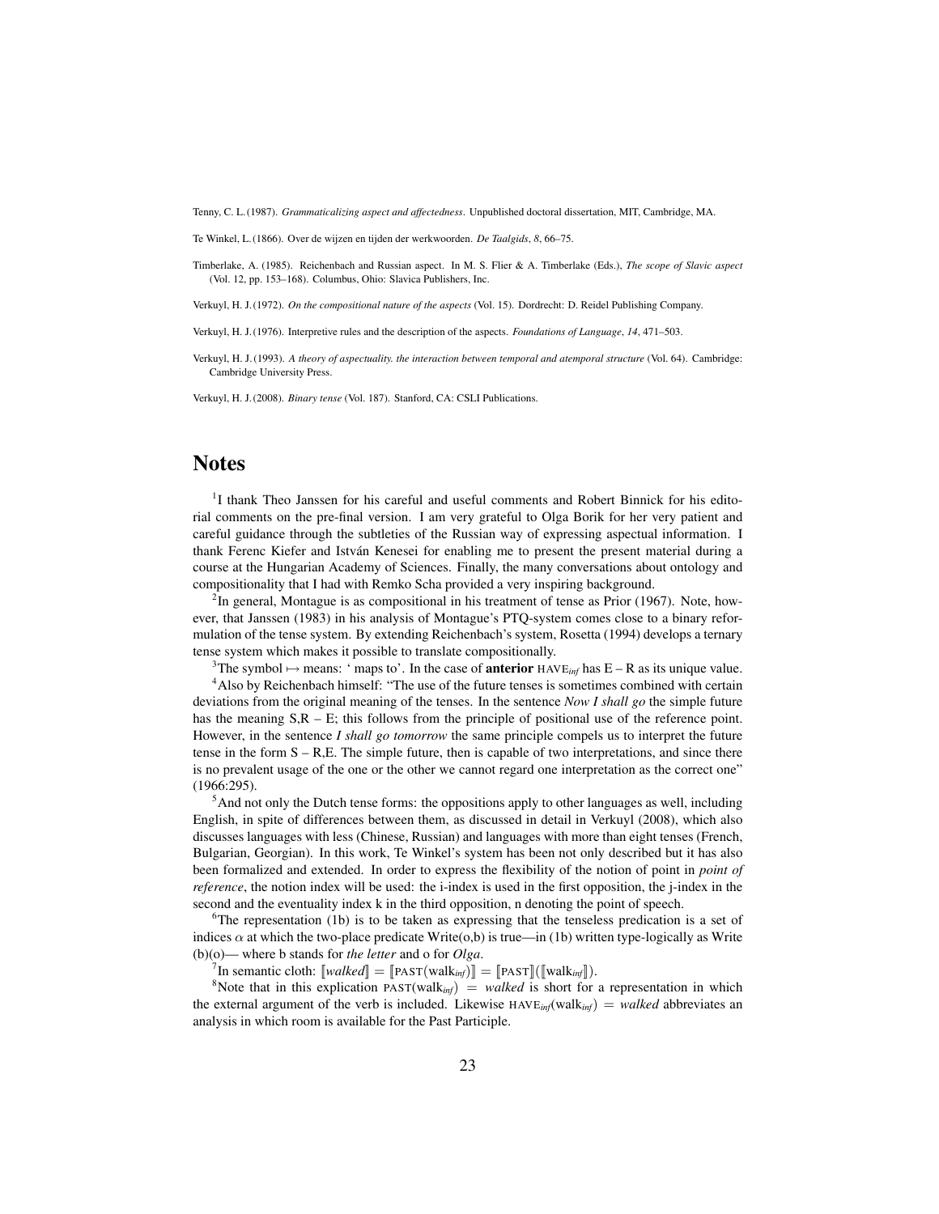Tenny, C. L. (1987). *Grammaticalizing aspect and affectedness*. Unpublished doctoral dissertation, MIT, Cambridge, MA.

Te Winkel, L. (1866). Over de wijzen en tijden der werkwoorden. *De Taalgids*, *8*, 66–75.

Timberlake, A. (1985). Reichenbach and Russian aspect. In M. S. Flier & A. Timberlake (Eds.), *The scope of Slavic aspect* (Vol. 12, pp. 153–168). Columbus, Ohio: Slavica Publishers, Inc.

Verkuyl, H. J. (1972). *On the compositional nature of the aspects* (Vol. 15). Dordrecht: D. Reidel Publishing Company.

Verkuyl, H. J. (1976). Interpretive rules and the description of the aspects. *Foundations of Language*, *14*, 471–503.

Verkuyl, H. J. (1993). *A theory of aspectuality. the interaction between temporal and atemporal structure* (Vol. 64). Cambridge: Cambridge University Press.

Verkuyl, H. J. (2008). *Binary tense* (Vol. 187). Stanford, CA: CSLI Publications.

# Notes

[1] I thank Theo Janssen for his careful and useful comments and Robert Binnick for his editorial comments on the pre-final version. I am very grateful to Olga Borik for her very patient and careful guidance through the subtleties of the Russian way of expressing aspectual information. I thank Ferenc Kiefer and István Kenesei for enabling me to present the present material during a course at the Hungarian Academy of Sciences. Finally, the many conversations about ontology and compositionality that I had with Remko Scha provided a very inspiring background.

[2] In general, Montague is as compositional in his treatment of tense as Prior (1967). Note, however, that Janssen (1983) in his analysis of Montague's PTQ-system comes close to a binary reformulation of the tense system. By extending Reichenbach's system, Rosetta (1994) develops a ternary tense system which makes it possible to translate compositionally.

[3] The symbol $\mapsto$ means: ' maps to'. In the case of **anterior** $\text{HAVE}_{inf}$ has E – R as its unique value.

[4] Also by Reichenbach himself: "The use of the future tenses is sometimes combined with certain deviations from the original meaning of the tenses. In the sentence *Now I shall go* the simple future has the meaning S,R – E; this follows from the principle of positional use of the reference point. However, in the sentence *I shall go tomorrow* the same principle compels us to interpret the future tense in the form S – R,E. The simple future, then is capable of two interpretations, and since there is no prevalent usage of the one or the other we cannot regard one interpretation as the correct one" (1966:295).

[5] And not only the Dutch tense forms: the oppositions apply to other languages as well, including English, in spite of differences between them, as discussed in detail in Verkuyl (2008), which also discusses languages with less (Chinese, Russian) and languages with more than eight tenses (French, Bulgarian, Georgian). In this work, Te Winkel's system has been not only described but it has also been formalized and extended. In order to express the flexibility of the notion of point in *point of reference*, the notion index will be used: the i-index is used in the first opposition, the j-index in the second and the eventuality index k in the third opposition, n denoting the point of speech.

[6] The representation (1b) is to be taken as expressing that the tenseless predication is a set of indices $\alpha$ at which the two-place predicate Write(o,b) is true—in (1b) written type-logically as Write (b)(o)— where b stands for *the letter* and o for *Olga*.

[7] In semantic cloth: $[\![\textit{walked}]\!] = [\![\text{PAST}(\text{walk}_{inf})]\!] = [\![\text{PAST}]\!]([\![\text{walk}_{inf}]\!])$.

[8] Note that in this explication $\text{PAST}(\text{walk}_{inf}) = \textit{walked}$ is short for a representation in which the external argument of the verb is included. Likewise $\text{HAVE}_{inf}(\text{walk}_{inf}) = \textit{walked}$ abbreviates an analysis in which room is available for the Past Participle.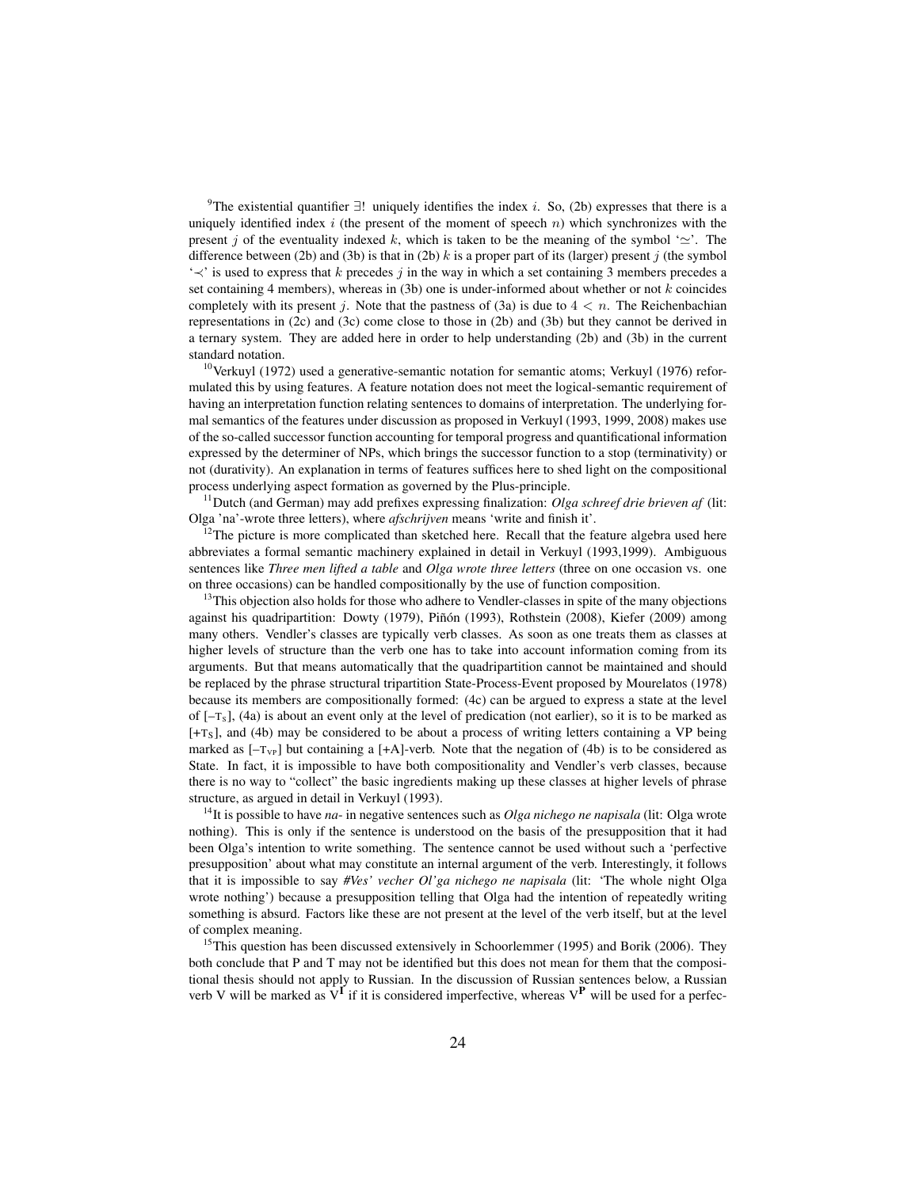[9]The existential quantifier $\exists!$ uniquely identifies the index $i$. So, (2b) expresses that there is a uniquely identified index $i$ (the present of the moment of speech $n$) which synchronizes with the present $j$ of the eventuality indexed $k$, which is taken to be the meaning of the symbol '$\simeq$'. The difference between (2b) and (3b) is that in (2b) $k$ is a proper part of its (larger) present $j$ (the symbol '$\prec$' is used to express that $k$ precedes $j$ in the way in which a set containing 3 members precedes a set containing 4 members), whereas in (3b) one is under-informed about whether or not $k$ coincides completely with its present $j$. Note that the pastness of (3a) is due to $4 < n$. The Reichenbachian representations in (2c) and (3c) come close to those in (2b) and (3b) but they cannot be derived in a ternary system. They are added here in order to help understanding (2b) and (3b) in the current standard notation.

[10]Verkuyl (1972) used a generative-semantic notation for semantic atoms; Verkuyl (1976) reformulated this by using features. A feature notation does not meet the logical-semantic requirement of having an interpretation function relating sentences to domains of interpretation. The underlying formal semantics of the features under discussion as proposed in Verkuyl (1993, 1999, 2008) makes use of the so-called successor function accounting for temporal progress and quantificational information expressed by the determiner of NPs, which brings the successor function to a stop (terminativity) or not (durativity). An explanation in terms of features suffices here to shed light on the compositional process underlying aspect formation as governed by the Plus-principle.

[11]Dutch (and German) may add prefixes expressing finalization: *Olga schreef drie brieven af* (lit: Olga 'na'-wrote three letters), where *afschrijven* means 'write and finish it'.

[12]The picture is more complicated than sketched here. Recall that the feature algebra used here abbreviates a formal semantic machinery explained in detail in Verkuyl (1993,1999). Ambiguous sentences like *Three men lifted a table* and *Olga wrote three letters* (three on one occasion vs. one on three occasions) can be handled compositionally by the use of function composition.

[13]This objection also holds for those who adhere to Vendler-classes in spite of the many objections against his quadripartition: Dowty (1979), Piñón (1993), Rothstein (2008), Kiefer (2009) among many others. Vendler's classes are typically verb classes. As soon as one treats them as classes at higher levels of structure than the verb one has to take into account information coming from its arguments. But that means automatically that the quadripartition cannot be maintained and should be replaced by the phrase structural tripartition State-Process-Event proposed by Mourelatos (1978) because its members are compositionally formed: (4c) can be argued to express a state at the level of [$-\text{T}_\text{S}$], (4a) is about an event only at the level of predication (not earlier), so it is to be marked as [$+\text{T}_\text{S}$], and (4b) may be considered to be about a process of writing letters containing a VP being marked as [$-\text{T}_\text{VP}$] but containing a [+A]-verb. Note that the negation of (4b) is to be considered as State. In fact, it is impossible to have both compositionality and Vendler's verb classes, because there is no way to "collect" the basic ingredients making up these classes at higher levels of phrase structure, as argued in detail in Verkuyl (1993).

[14]It is possible to have *na-* in negative sentences such as *Olga nichego ne napisala* (lit: Olga wrote nothing). This is only if the sentence is understood on the basis of the presupposition that it had been Olga's intention to write something. The sentence cannot be used without such a 'perfective presupposition' about what may constitute an internal argument of the verb. Interestingly, it follows that it is impossible to say *#Ves' vecher Ol'ga nichego ne napisala* (lit: 'The whole night Olga wrote nothing') because a presupposition telling that Olga had the intention of repeatedly writing something is absurd. Factors like these are not present at the level of the verb itself, but at the level of complex meaning.

[15]This question has been discussed extensively in Schoorlemmer (1995) and Borik (2006). They both conclude that P and T may not be identified but this does not mean for them that the compositional thesis should not apply to Russian. In the discussion of Russian sentences below, a Russian verb V will be marked as $\text{V}^\textbf{I}$ if it is considered imperfective, whereas $\text{V}^\textbf{P}$ will be used for a perfec-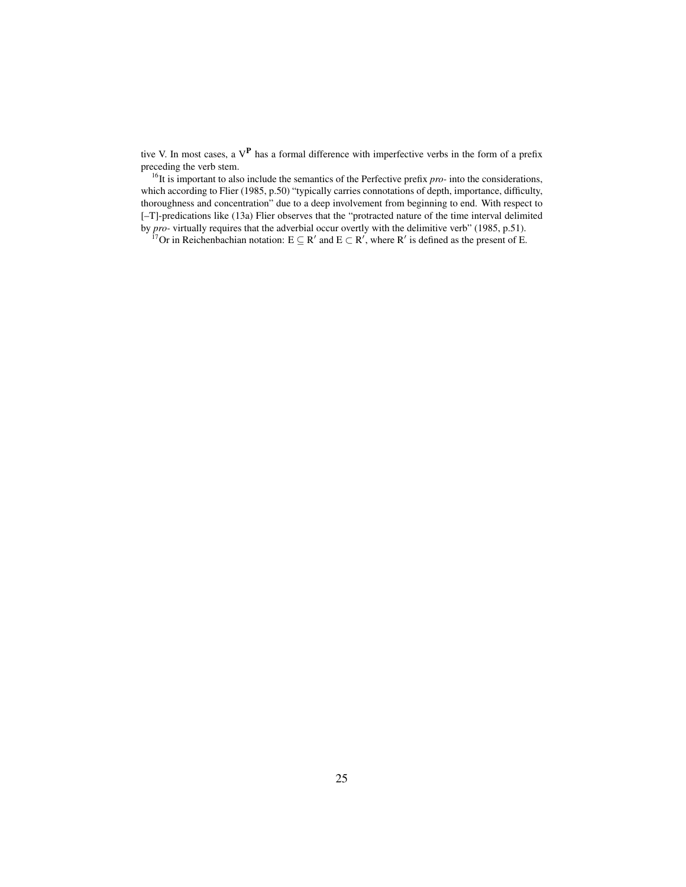tive V. In most cases, a $V^{\mathbf{P}}$ has a formal difference with imperfective verbs in the form of a prefix preceding the verb stem.

[16]It is important to also include the semantics of the Perfective prefix *pro-* into the considerations, which according to Flier (1985, p.50) "typically carries connotations of depth, importance, difficulty, thoroughness and concentration" due to a deep involvement from beginning to end. With respect to [–T]-predications like (13a) Flier observes that the "protracted nature of the time interval delimited by *pro-* virtually requires that the adverbial occur overtly with the delimitive verb" (1985, p.51).

[17]Or in Reichenbachian notation: $E \subseteq R'$ and $E \subset R'$, where $R'$ is defined as the present of E.